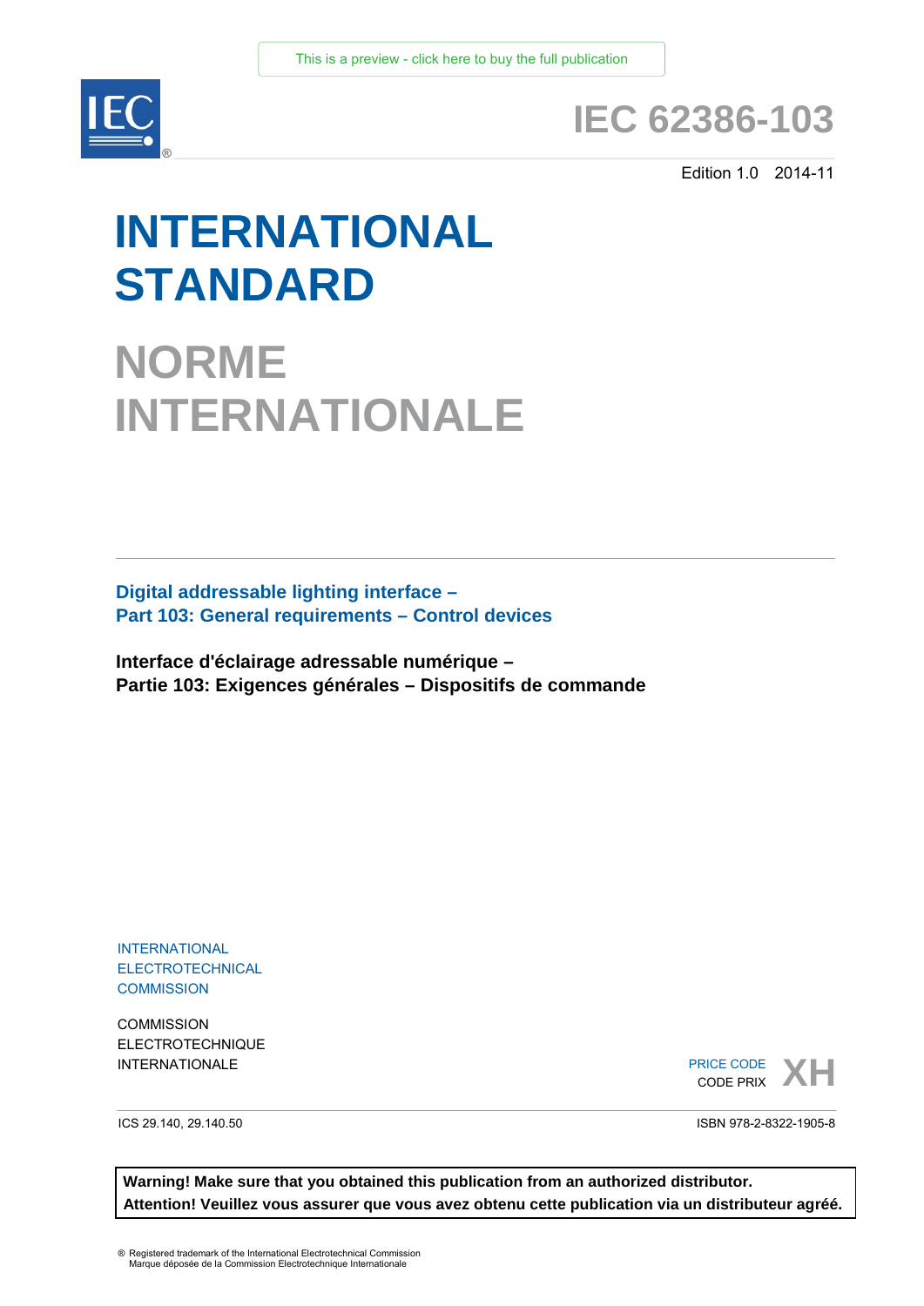This is a preview - click here to buy the full publication

IEC

# IEC 62386-103

Edition 1.0 2014-11

# INTERNATIONAL STANDARD

# NORME INTERNATIONALE

**Digital addressable lighting interface –**
**Part 103: General requirements – Control devices**

**Interface d'éclairage adressable numérique –**
**Partie 103: Exigences générales – Dispositifs de commande**

INTERNATIONAL
ELECTROTECHNICAL
COMMISSION

COMMISSION
ELECTROTECHNIQUE
INTERNATIONALE

PRICE CODE
CODE PRIX **XH**

ICS 29.140, 29.140.50

ISBN 978-2-8322-1905-8

**Warning! Make sure that you obtained this publication from an authorized distributor.**
**Attention! Veuillez vous assurer que vous avez obtenu cette publication via un distributeur agréé.**

® Registered trademark of the International Electrotechnical Commission
Marque déposée de la Commission Electrotechnique Internationale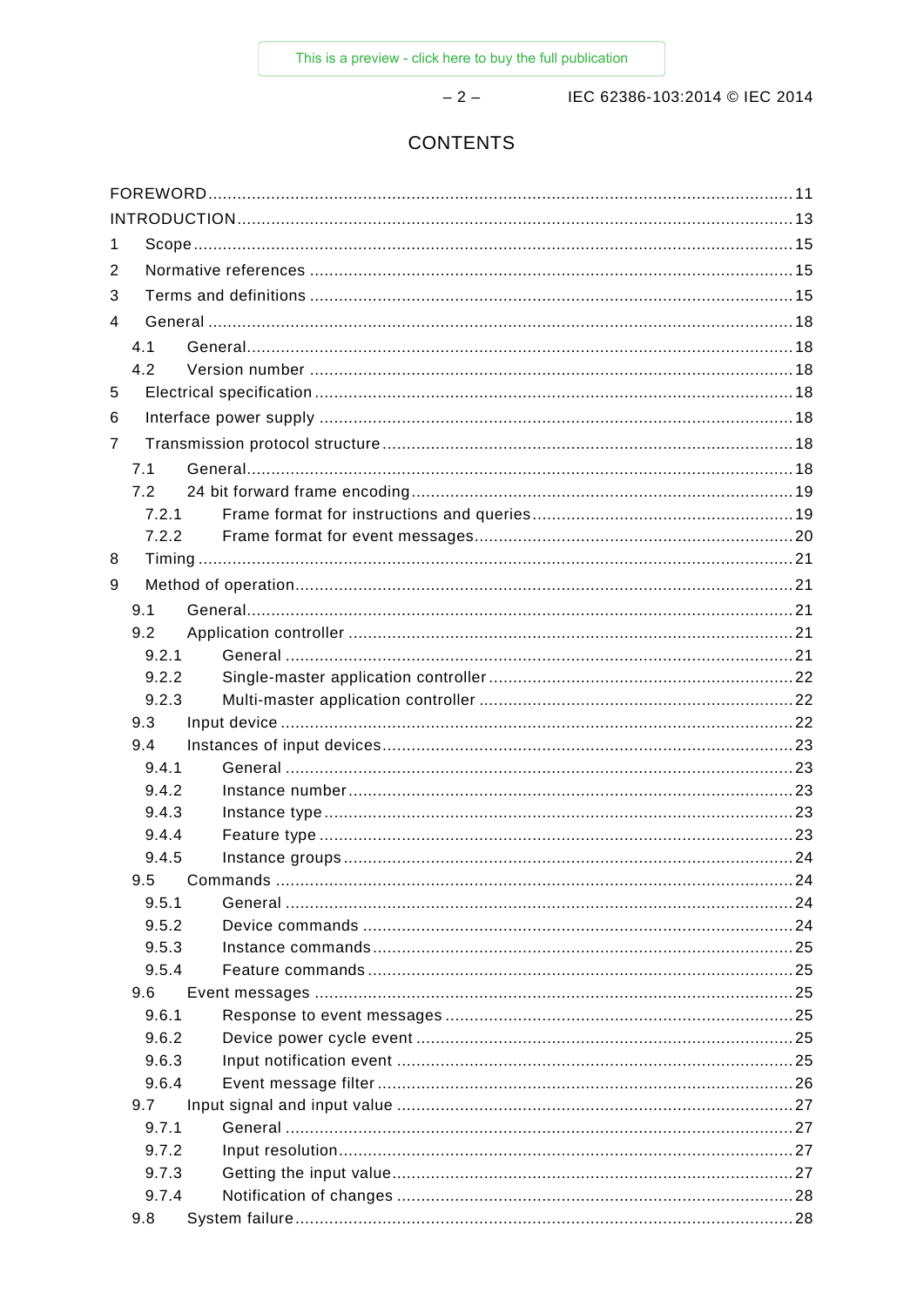# CONTENTS

FOREWORD ........ 11
INTRODUCTION ........ 13
1 Scope ........ 15
2 Normative references ........ 15
3 Terms and definitions ........ 15
4 General ........ 18
  4.1 General ........ 18
  4.2 Version number ........ 18
5 Electrical specification ........ 18
6 Interface power supply ........ 18
7 Transmission protocol structure ........ 18
  7.1 General ........ 18
  7.2 24 bit forward frame encoding ........ 19
    7.2.1 Frame format for instructions and queries ........ 19
    7.2.2 Frame format for event messages ........ 20
8 Timing ........ 21
9 Method of operation ........ 21
  9.1 General ........ 21
  9.2 Application controller ........ 21
    9.2.1 General ........ 21
    9.2.2 Single-master application controller ........ 22
    9.2.3 Multi-master application controller ........ 22
  9.3 Input device ........ 22
  9.4 Instances of input devices ........ 23
    9.4.1 General ........ 23
    9.4.2 Instance number ........ 23
    9.4.3 Instance type ........ 23
    9.4.4 Feature type ........ 23
    9.4.5 Instance groups ........ 24
  9.5 Commands ........ 24
    9.5.1 General ........ 24
    9.5.2 Device commands ........ 24
    9.5.3 Instance commands ........ 25
    9.5.4 Feature commands ........ 25
  9.6 Event messages ........ 25
    9.6.1 Response to event messages ........ 25
    9.6.2 Device power cycle event ........ 25
    9.6.3 Input notification event ........ 25
    9.6.4 Event message filter ........ 26
  9.7 Input signal and input value ........ 27
    9.7.1 General ........ 27
    9.7.2 Input resolution ........ 27
    9.7.3 Getting the input value ........ 27
    9.7.4 Notification of changes ........ 28
  9.8 System failure ........ 28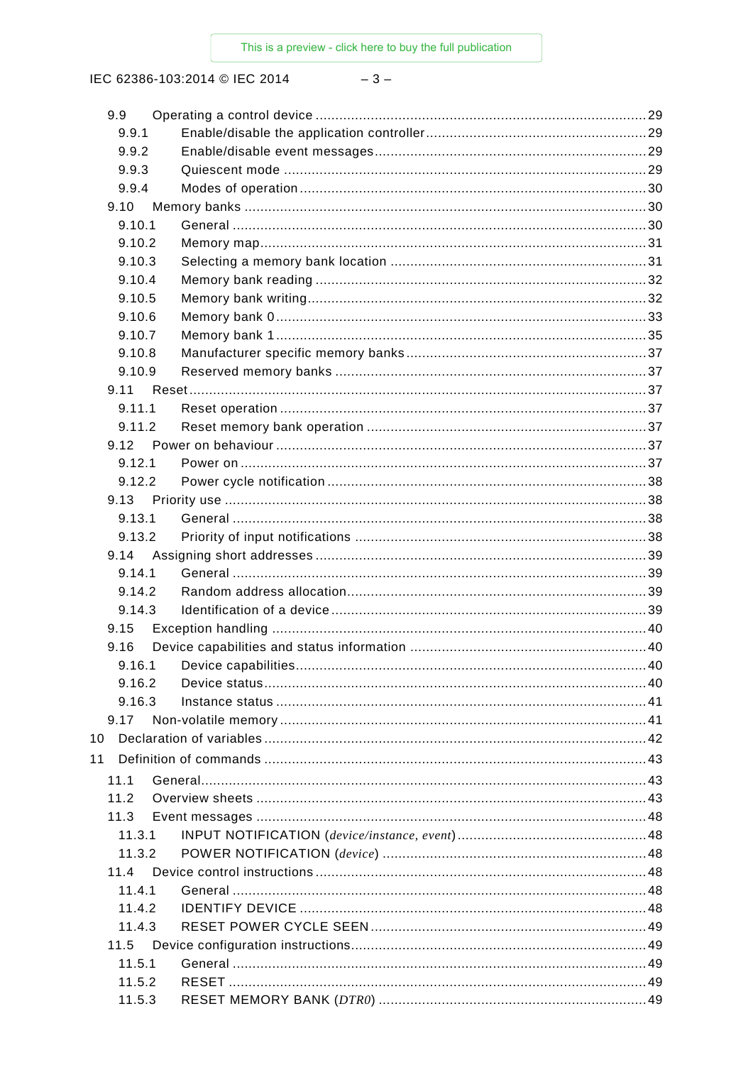9.9 Operating a control device ....................................................................................29
9.9.1 Enable/disable the application controller........................................................29
9.9.2 Enable/disable event messages.....................................................................29
9.9.3 Quiescent mode ...........................................................................................29
9.9.4 Modes of operation........................................................................................30
9.10 Memory banks .....................................................................................................30
9.10.1 General .........................................................................................................30
9.10.2 Memory map...................................................................................................31
9.10.3 Selecting a memory bank location .................................................................31
9.10.4 Memory bank reading ....................................................................................32
9.10.5 Memory bank writing......................................................................................32
9.10.6 Memory bank 0..............................................................................................33
9.10.7 Memory bank 1..............................................................................................35
9.10.8 Manufacturer specific memory banks.............................................................37
9.10.9 Reserved memory banks ...............................................................................37
9.11 Reset....................................................................................................................37
9.11.1 Reset operation.............................................................................................37
9.11.2 Reset memory bank operation .......................................................................37
9.12 Power on behaviour .............................................................................................37
9.12.1 Power on.......................................................................................................37
9.12.2 Power cycle notification .................................................................................38
9.13 Priority use ..........................................................................................................38
9.13.1 General .........................................................................................................38
9.13.2 Priority of input notifications ..........................................................................38
9.14 Assigning short addresses ...................................................................................39
9.14.1 General .........................................................................................................39
9.14.2 Random address allocation............................................................................39
9.14.3 Identification of a device................................................................................39
9.15 Exception handling ..............................................................................................40
9.16 Device capabilities and status information ............................................................40
9.16.1 Device capabilities.........................................................................................40
9.16.2 Device status.................................................................................................40
9.16.3 Instance status ..............................................................................................41
9.17 Non-volatile memory .............................................................................................41
10 Declaration of variables................................................................................................42
11 Definition of commands ................................................................................................43
11.1 General.................................................................................................................43
11.2 Overview sheets ..................................................................................................43
11.3 Event messages ..................................................................................................48
11.3.1 INPUT NOTIFICATION (*device/instance, event*)................................................48
11.3.2 POWER NOTIFICATION (*device*) ..................................................................48
11.4 Device control instructions ....................................................................................48
11.4.1 General .........................................................................................................48
11.4.2 IDENTIFY DEVICE ........................................................................................48
11.4.3 RESET POWER CYCLE SEEN......................................................................49
11.5 Device configuration instructions...........................................................................49
11.5.1 General .........................................................................................................49
11.5.2 RESET .........................................................................................................49
11.5.3 RESET MEMORY BANK (*DTR0*) ....................................................................49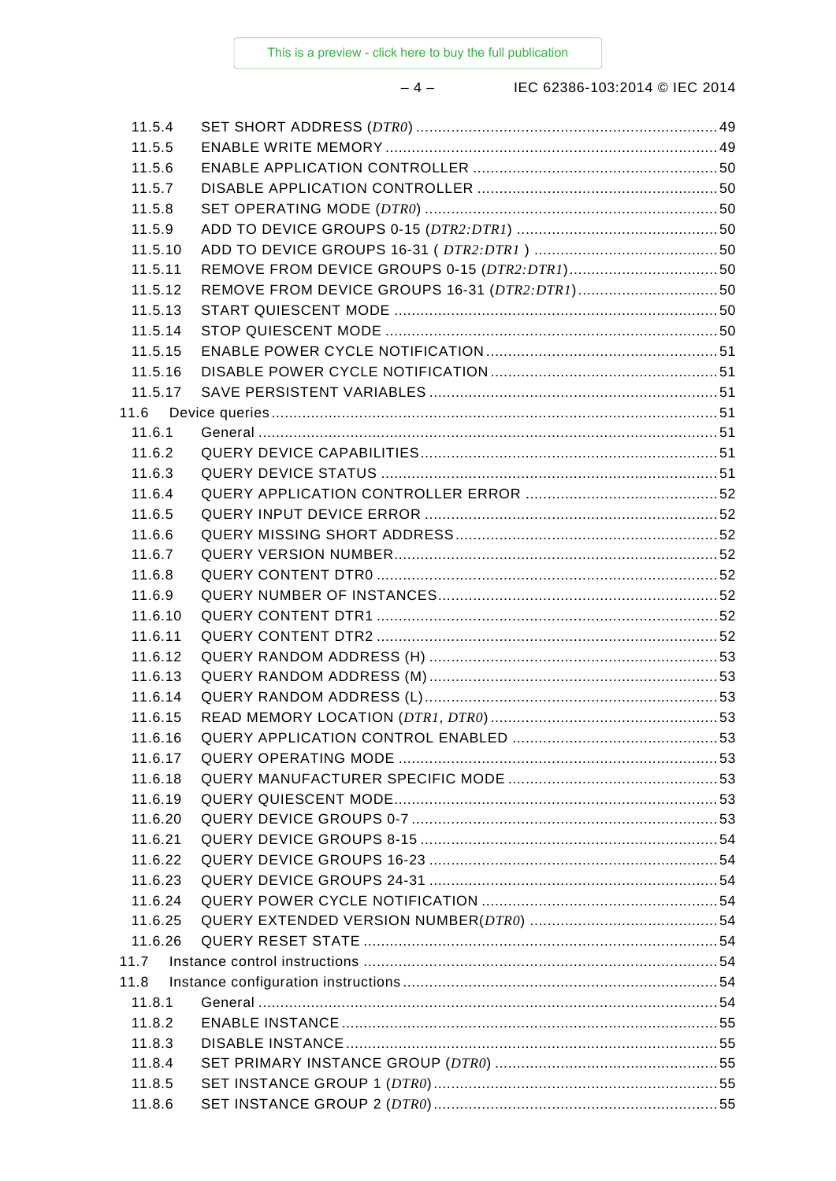| | | |
|---|---|---|
| 11.5.4 | SET SHORT ADDRESS (*DTR0*) | 49 |
| 11.5.5 | ENABLE WRITE MEMORY | 49 |
| 11.5.6 | ENABLE APPLICATION CONTROLLER | 50 |
| 11.5.7 | DISABLE APPLICATION CONTROLLER | 50 |
| 11.5.8 | SET OPERATING MODE (*DTR0*) | 50 |
| 11.5.9 | ADD TO DEVICE GROUPS 0-15 (*DTR2:DTR1*) | 50 |
| 11.5.10 | ADD TO DEVICE GROUPS 16-31 ( *DTR2:DTR1* ) | 50 |
| 11.5.11 | REMOVE FROM DEVICE GROUPS 0-15 (*DTR2:DTR1*) | 50 |
| 11.5.12 | REMOVE FROM DEVICE GROUPS 16-31 (*DTR2:DTR1*) | 50 |
| 11.5.13 | START QUIESCENT MODE | 50 |
| 11.5.14 | STOP QUIESCENT MODE | 50 |
| 11.5.15 | ENABLE POWER CYCLE NOTIFICATION | 51 |
| 11.5.16 | DISABLE POWER CYCLE NOTIFICATION | 51 |
| 11.5.17 | SAVE PERSISTENT VARIABLES | 51 |
| 11.6 | Device queries | 51 |
| 11.6.1 | General | 51 |
| 11.6.2 | QUERY DEVICE CAPABILITIES | 51 |
| 11.6.3 | QUERY DEVICE STATUS | 51 |
| 11.6.4 | QUERY APPLICATION CONTROLLER ERROR | 52 |
| 11.6.5 | QUERY INPUT DEVICE ERROR | 52 |
| 11.6.6 | QUERY MISSING SHORT ADDRESS | 52 |
| 11.6.7 | QUERY VERSION NUMBER | 52 |
| 11.6.8 | QUERY CONTENT DTR0 | 52 |
| 11.6.9 | QUERY NUMBER OF INSTANCES | 52 |
| 11.6.10 | QUERY CONTENT DTR1 | 52 |
| 11.6.11 | QUERY CONTENT DTR2 | 52 |
| 11.6.12 | QUERY RANDOM ADDRESS (H) | 53 |
| 11.6.13 | QUERY RANDOM ADDRESS (M) | 53 |
| 11.6.14 | QUERY RANDOM ADDRESS (L) | 53 |
| 11.6.15 | READ MEMORY LOCATION (*DTR1*, *DTR0*) | 53 |
| 11.6.16 | QUERY APPLICATION CONTROL ENABLED | 53 |
| 11.6.17 | QUERY OPERATING MODE | 53 |
| 11.6.18 | QUERY MANUFACTURER SPECIFIC MODE | 53 |
| 11.6.19 | QUERY QUIESCENT MODE | 53 |
| 11.6.20 | QUERY DEVICE GROUPS 0-7 | 53 |
| 11.6.21 | QUERY DEVICE GROUPS 8-15 | 54 |
| 11.6.22 | QUERY DEVICE GROUPS 16-23 | 54 |
| 11.6.23 | QUERY DEVICE GROUPS 24-31 | 54 |
| 11.6.24 | QUERY POWER CYCLE NOTIFICATION | 54 |
| 11.6.25 | QUERY EXTENDED VERSION NUMBER(*DTR0*) | 54 |
| 11.6.26 | QUERY RESET STATE | 54 |
| 11.7 | Instance control instructions | 54 |
| 11.8 | Instance configuration instructions | 54 |
| 11.8.1 | General | 54 |
| 11.8.2 | ENABLE INSTANCE | 55 |
| 11.8.3 | DISABLE INSTANCE | 55 |
| 11.8.4 | SET PRIMARY INSTANCE GROUP (*DTR0*) | 55 |
| 11.8.5 | SET INSTANCE GROUP 1 (*DTR0*) | 55 |
| 11.8.6 | SET INSTANCE GROUP 2 (*DTR0*) | 55 |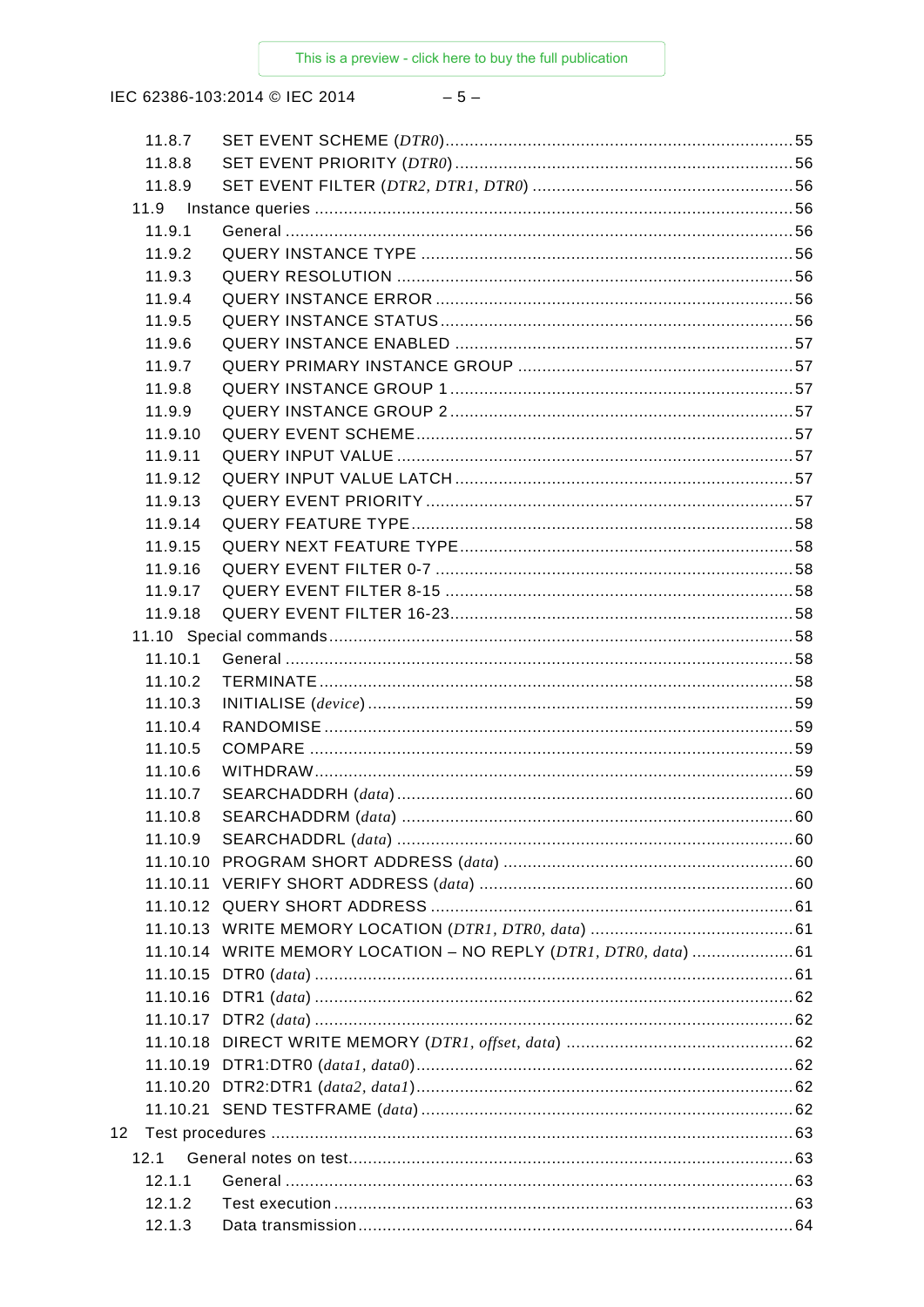11.8.7 SET EVENT SCHEME (*DTR0*) .......... 55
11.8.8 SET EVENT PRIORITY (*DTR0*) .......... 56
11.8.9 SET EVENT FILTER (*DTR2, DTR1, DTR0*) .......... 56
11.9 Instance queries .......... 56
11.9.1 General .......... 56
11.9.2 QUERY INSTANCE TYPE .......... 56
11.9.3 QUERY RESOLUTION .......... 56
11.9.4 QUERY INSTANCE ERROR .......... 56
11.9.5 QUERY INSTANCE STATUS .......... 56
11.9.6 QUERY INSTANCE ENABLED .......... 57
11.9.7 QUERY PRIMARY INSTANCE GROUP .......... 57
11.9.8 QUERY INSTANCE GROUP 1 .......... 57
11.9.9 QUERY INSTANCE GROUP 2 .......... 57
11.9.10 QUERY EVENT SCHEME .......... 57
11.9.11 QUERY INPUT VALUE .......... 57
11.9.12 QUERY INPUT VALUE LATCH .......... 57
11.9.13 QUERY EVENT PRIORITY .......... 57
11.9.14 QUERY FEATURE TYPE .......... 58
11.9.15 QUERY NEXT FEATURE TYPE .......... 58
11.9.16 QUERY EVENT FILTER 0-7 .......... 58
11.9.17 QUERY EVENT FILTER 8-15 .......... 58
11.9.18 QUERY EVENT FILTER 16-23 .......... 58
11.10 Special commands .......... 58
11.10.1 General .......... 58
11.10.2 TERMINATE .......... 58
11.10.3 INITIALISE (*device*) .......... 59
11.10.4 RANDOMISE .......... 59
11.10.5 COMPARE .......... 59
11.10.6 WITHDRAW .......... 59
11.10.7 SEARCHADDRH (*data*) .......... 60
11.10.8 SEARCHADDRM (*data*) .......... 60
11.10.9 SEARCHADDRL (*data*) .......... 60
11.10.10 PROGRAM SHORT ADDRESS (*data*) .......... 60
11.10.11 VERIFY SHORT ADDRESS (*data*) .......... 60
11.10.12 QUERY SHORT ADDRESS .......... 61
11.10.13 WRITE MEMORY LOCATION (*DTR1, DTR0, data*) .......... 61
11.10.14 WRITE MEMORY LOCATION – NO REPLY (*DTR1, DTR0, data*) .......... 61
11.10.15 DTR0 (*data*) .......... 61
11.10.16 DTR1 (*data*) .......... 62
11.10.17 DTR2 (*data*) .......... 62
11.10.18 DIRECT WRITE MEMORY (*DTR1, offset, data*) .......... 62
11.10.19 DTR1:DTR0 (*data1, data0*) .......... 62
11.10.20 DTR2:DTR1 (*data2, data1*) .......... 62
11.10.21 SEND TESTFRAME (*data*) .......... 62
12 Test procedures .......... 63
12.1 General notes on test .......... 63
12.1.1 General .......... 63
12.1.2 Test execution .......... 63
12.1.3 Data transmission .......... 64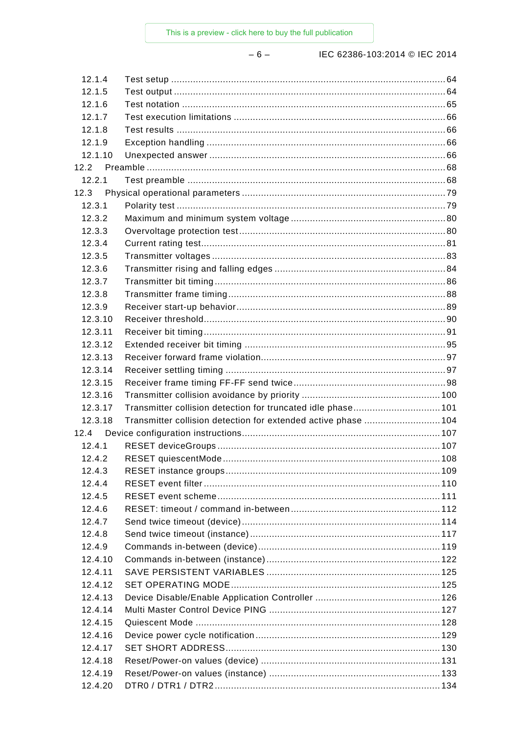12.1.4 Test setup ..... 64
12.1.5 Test output ..... 64
12.1.6 Test notation ..... 65
12.1.7 Test execution limitations ..... 66
12.1.8 Test results ..... 66
12.1.9 Exception handling ..... 66
12.1.10 Unexpected answer ..... 66
12.2 Preamble ..... 68
12.2.1 Test preamble ..... 68
12.3 Physical operational parameters ..... 79
12.3.1 Polarity test ..... 79
12.3.2 Maximum and minimum system voltage ..... 80
12.3.3 Overvoltage protection test ..... 80
12.3.4 Current rating test ..... 81
12.3.5 Transmitter voltages ..... 83
12.3.6 Transmitter rising and falling edges ..... 84
12.3.7 Transmitter bit timing ..... 86
12.3.8 Transmitter frame timing ..... 88
12.3.9 Receiver start-up behavior ..... 89
12.3.10 Receiver threshold ..... 90
12.3.11 Receiver bit timing ..... 91
12.3.12 Extended receiver bit timing ..... 95
12.3.13 Receiver forward frame violation ..... 97
12.3.14 Receiver settling timing ..... 97
12.3.15 Receiver frame timing FF-FF send twice ..... 98
12.3.16 Transmitter collision avoidance by priority ..... 100
12.3.17 Transmitter collision detection for truncated idle phase ..... 101
12.3.18 Transmitter collision detection for extended active phase ..... 104
12.4 Device configuration instructions ..... 107
12.4.1 RESET deviceGroups ..... 107
12.4.2 RESET quiescentMode ..... 108
12.4.3 RESET instance groups ..... 109
12.4.4 RESET event filter ..... 110
12.4.5 RESET event scheme ..... 111
12.4.6 RESET: timeout / command in-between ..... 112
12.4.7 Send twice timeout (device) ..... 114
12.4.8 Send twice timeout (instance) ..... 117
12.4.9 Commands in-between (device) ..... 119
12.4.10 Commands in-between (instance) ..... 122
12.4.11 SAVE PERSISTENT VARIABLES ..... 125
12.4.12 SET OPERATING MODE ..... 125
12.4.13 Device Disable/Enable Application Controller ..... 126
12.4.14 Multi Master Control Device PING ..... 127
12.4.15 Quiescent Mode ..... 128
12.4.16 Device power cycle notification ..... 129
12.4.17 SET SHORT ADDRESS ..... 130
12.4.18 Reset/Power-on values (device) ..... 131
12.4.19 Reset/Power-on values (instance) ..... 133
12.4.20 DTR0 / DTR1 / DTR2 ..... 134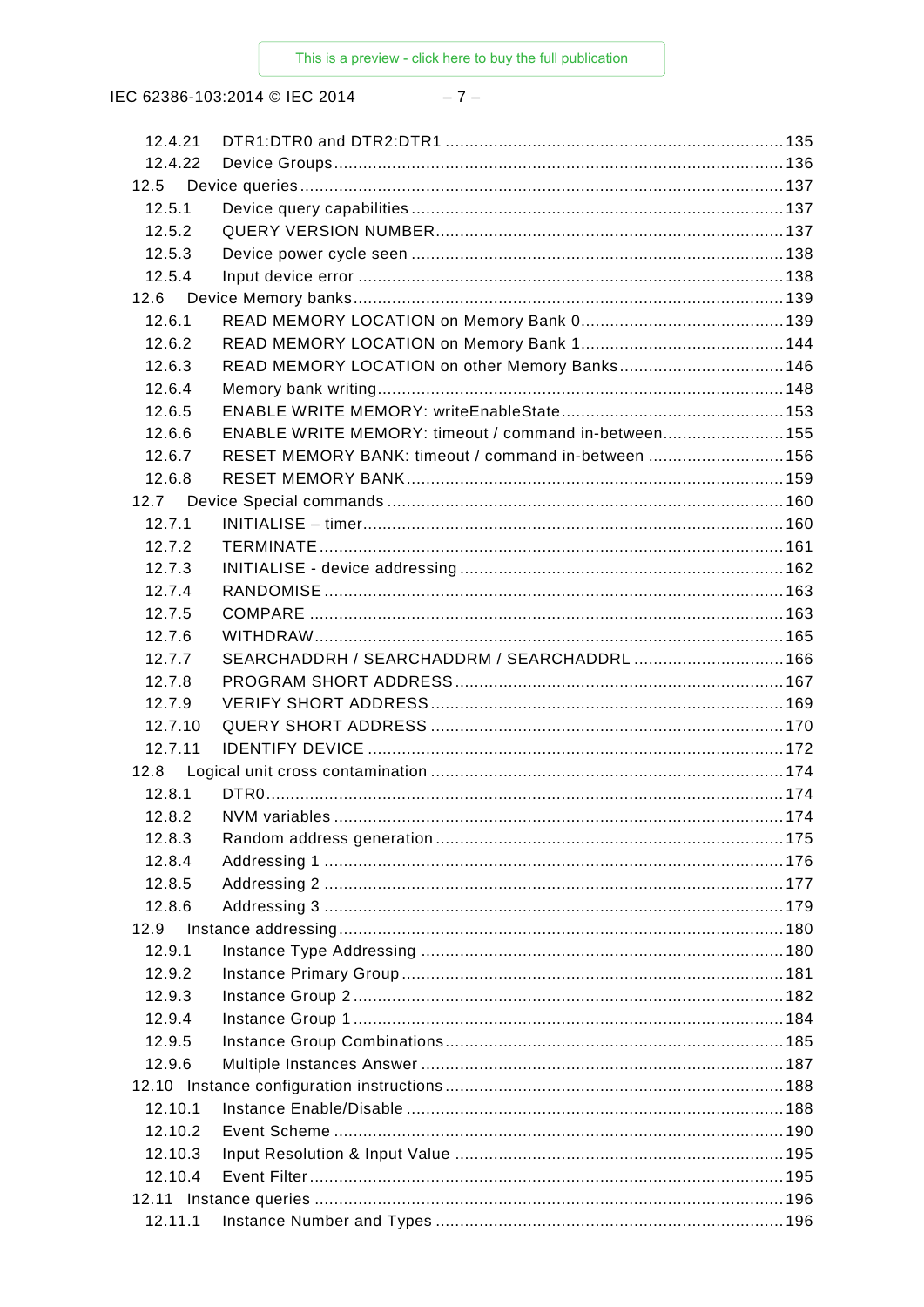12.4.21 DTR1:DTR0 and DTR2:DTR1 ..... 135
12.4.22 Device Groups ..... 136
12.5 Device queries ..... 137
12.5.1 Device query capabilities ..... 137
12.5.2 QUERY VERSION NUMBER ..... 137
12.5.3 Device power cycle seen ..... 138
12.5.4 Input device error ..... 138
12.6 Device Memory banks ..... 139
12.6.1 READ MEMORY LOCATION on Memory Bank 0 ..... 139
12.6.2 READ MEMORY LOCATION on Memory Bank 1 ..... 144
12.6.3 READ MEMORY LOCATION on other Memory Banks ..... 146
12.6.4 Memory bank writing ..... 148
12.6.5 ENABLE WRITE MEMORY: writeEnableState ..... 153
12.6.6 ENABLE WRITE MEMORY: timeout / command in-between ..... 155
12.6.7 RESET MEMORY BANK: timeout / command in-between ..... 156
12.6.8 RESET MEMORY BANK ..... 159
12.7 Device Special commands ..... 160
12.7.1 INITIALISE – timer ..... 160
12.7.2 TERMINATE ..... 161
12.7.3 INITIALISE - device addressing ..... 162
12.7.4 RANDOMISE ..... 163
12.7.5 COMPARE ..... 163
12.7.6 WITHDRAW ..... 165
12.7.7 SEARCHADDRH / SEARCHADDRM / SEARCHADDRL ..... 166
12.7.8 PROGRAM SHORT ADDRESS ..... 167
12.7.9 VERIFY SHORT ADDRESS ..... 169
12.7.10 QUERY SHORT ADDRESS ..... 170
12.7.11 IDENTIFY DEVICE ..... 172
12.8 Logical unit cross contamination ..... 174
12.8.1 DTR0 ..... 174
12.8.2 NVM variables ..... 174
12.8.3 Random address generation ..... 175
12.8.4 Addressing 1 ..... 176
12.8.5 Addressing 2 ..... 177
12.8.6 Addressing 3 ..... 179
12.9 Instance addressing ..... 180
12.9.1 Instance Type Addressing ..... 180
12.9.2 Instance Primary Group ..... 181
12.9.3 Instance Group 2 ..... 182
12.9.4 Instance Group 1 ..... 184
12.9.5 Instance Group Combinations ..... 185
12.9.6 Multiple Instances Answer ..... 187
12.10 Instance configuration instructions ..... 188
12.10.1 Instance Enable/Disable ..... 188
12.10.2 Event Scheme ..... 190
12.10.3 Input Resolution & Input Value ..... 195
12.10.4 Event Filter ..... 195
12.11 Instance queries ..... 196
12.11.1 Instance Number and Types ..... 196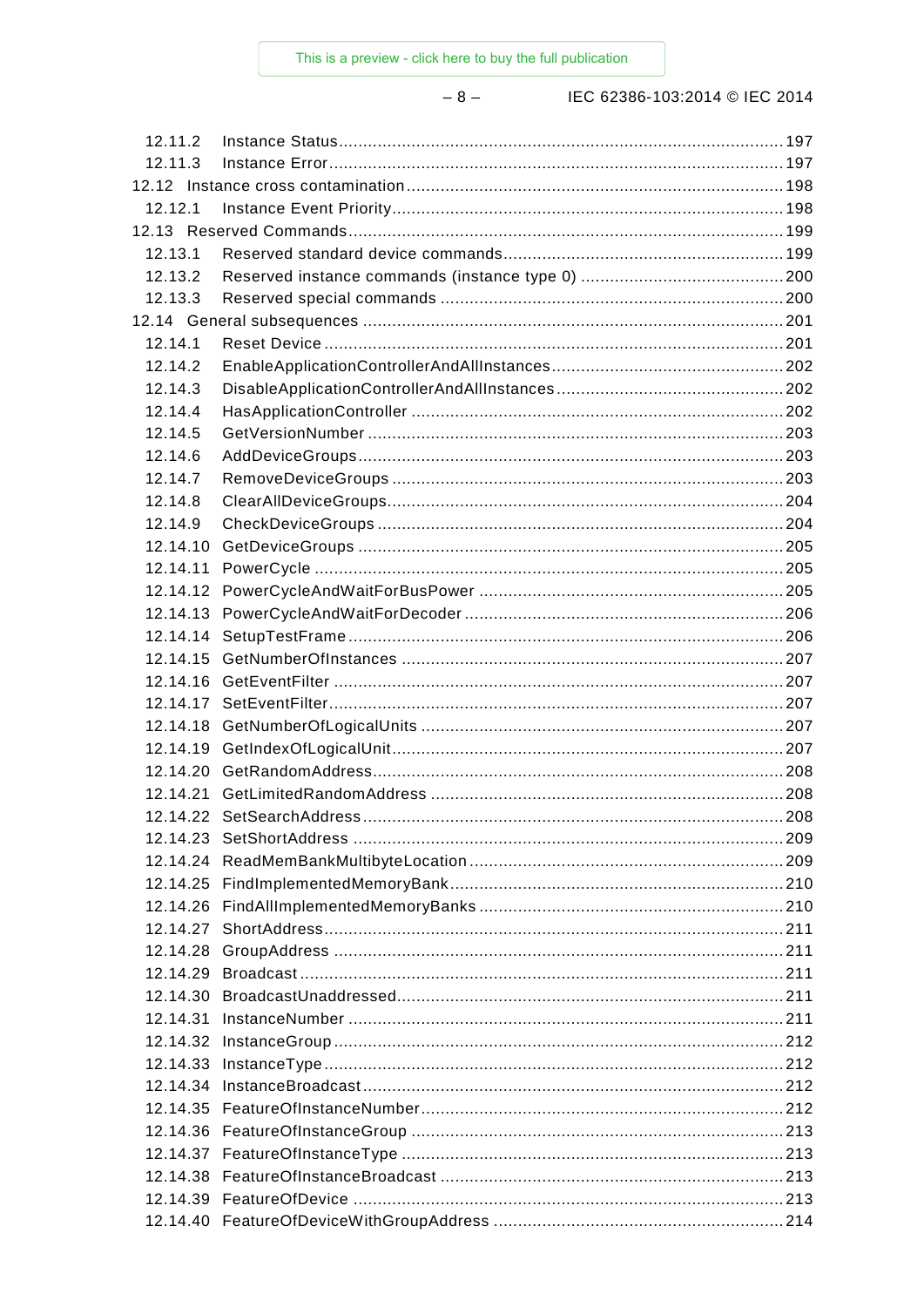12.11.2 Instance Status ........................................................................................ 197
12.11.3 Instance Error .......................................................................................... 197
12.12 Instance cross contamination ........................................................................ 198
12.12.1 Instance Event Priority ............................................................................. 198
12.13 Reserved Commands ..................................................................................... 199
12.13.1 Reserved standard device commands ...................................................... 199
12.13.2 Reserved instance commands (instance type 0) ....................................... 200
12.13.3 Reserved special commands .................................................................... 200
12.14 General subsequences .................................................................................. 201
12.14.1 Reset Device ............................................................................................ 201
12.14.2 EnableApplicationControllerAndAllInstances ............................................ 202
12.14.3 DisableApplicationControllerAndAllInstances ........................................... 202
12.14.4 HasApplicationController ......................................................................... 202
12.14.5 GetVersionNumber ................................................................................... 203
12.14.6 AddDeviceGroups ..................................................................................... 203
12.14.7 RemoveDeviceGroups .............................................................................. 203
12.14.8 ClearAllDeviceGroups ............................................................................... 204
12.14.9 CheckDeviceGroups ................................................................................. 204
12.14.10 GetDeviceGroups .................................................................................... 205
12.14.11 PowerCycle ............................................................................................. 205
12.14.12 PowerCycleAndWaitForBusPower ........................................................... 205
12.14.13 PowerCycleAndWaitForDecoder .............................................................. 206
12.14.14 SetupTestFrame ...................................................................................... 206
12.14.15 GetNumberOfInstances ........................................................................... 207
12.14.16 GetEventFilter ......................................................................................... 207
12.14.17 SetEventFilter .......................................................................................... 207
12.14.18 GetNumberOfLogicalUnits ....................................................................... 207
12.14.19 GetIndexOfLogicalUnit ............................................................................. 207
12.14.20 GetRandomAddress ................................................................................. 208
12.14.21 GetLimitedRandomAddress ..................................................................... 208
12.14.22 SetSearchAddress ................................................................................... 208
12.14.23 SetShortAddress ..................................................................................... 209
12.14.24 ReadMemBankMultibyteLocation ............................................................. 209
12.14.25 FindImplementedMemoryBank ................................................................. 210
12.14.26 FindAllImplementedMemoryBanks ........................................................... 210
12.14.27 ShortAddress ........................................................................................... 211
12.14.28 GroupAddress ......................................................................................... 211
12.14.29 Broadcast ................................................................................................ 211
12.14.30 BroadcastUnaddressed ............................................................................ 211
12.14.31 InstanceNumber ...................................................................................... 211
12.14.32 InstanceGroup ......................................................................................... 212
12.14.33 InstanceType ........................................................................................... 212
12.14.34 InstanceBroadcast ................................................................................... 212
12.14.35 FeatureOfInstanceNumber ....................................................................... 212
12.14.36 FeatureOfInstanceGroup ......................................................................... 213
12.14.37 FeatureOfInstanceType ........................................................................... 213
12.14.38 FeatureOfInstanceBroadcast ................................................................... 213
12.14.39 FeatureOfDevice ..................................................................................... 213
12.14.40 FeatureOfDeviceWithGroupAddress ........................................................ 214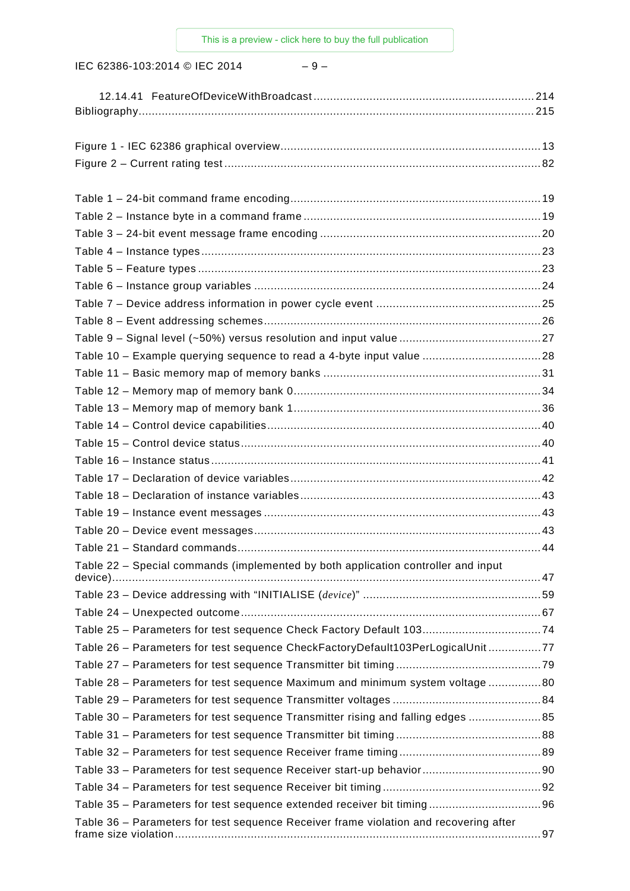12.14.41 FeatureOfDeviceWithBroadcast ..................................................................... 214
Bibliography........................................................................................................................ 215

Figure 1 - IEC 62386 graphical overview................................................................................ 13
Figure 2 – Current rating test ................................................................................................ 82

Table 1 – 24-bit command frame encoding ............................................................................. 19
Table 2 – Instance byte in a command frame ......................................................................... 19
Table 3 – 24-bit event message frame encoding .................................................................... 20
Table 4 – Instance types ........................................................................................................ 23
Table 5 – Feature types .......................................................................................................... 23
Table 6 – Instance group variables ........................................................................................ 24
Table 7 – Device address information in power cycle event ................................................... 25
Table 8 – Event addressing schemes ..................................................................................... 26
Table 9 – Signal level (~50%) versus resolution and input value ............................................ 27
Table 10 – Example querying sequence to read a 4-byte input value ..................................... 28
Table 11 – Basic memory map of memory banks ................................................................... 31
Table 12 – Memory map of memory bank 0............................................................................ 34
Table 13 – Memory map of memory bank 1............................................................................ 36
Table 14 – Control device capabilities .................................................................................... 40
Table 15 – Control device status ............................................................................................ 40
Table 16 – Instance status ..................................................................................................... 41
Table 17 – Declaration of device variables ............................................................................. 42
Table 18 – Declaration of instance variables .......................................................................... 43
Table 19 – Instance event messages ..................................................................................... 43
Table 20 – Device event messages ........................................................................................ 43
Table 21 – Standard commands ............................................................................................. 44
Table 22 – Special commands (implemented by both application controller and input device) ... 47
Table 23 – Device addressing with "INITIALISE (*device*)" ...................................................... 59
Table 24 – Unexpected outcome ............................................................................................ 67
Table 25 – Parameters for test sequence Check Factory Default 103 ..................................... 74
Table 26 – Parameters for test sequence CheckFactoryDefault103PerLogicalUnit ................. 77
Table 27 – Parameters for test sequence Transmitter bit timing ............................................. 79
Table 28 – Parameters for test sequence Maximum and minimum system voltage ................. 80
Table 29 – Parameters for test sequence Transmitter voltages .............................................. 84
Table 30 – Parameters for test sequence Transmitter rising and falling edges ....................... 85
Table 31 – Parameters for test sequence Transmitter bit timing ............................................. 88
Table 32 – Parameters for test sequence Receiver frame timing ............................................ 89
Table 33 – Parameters for test sequence Receiver start-up behavior ..................................... 90
Table 34 – Parameters for test sequence Receiver bit timing ................................................. 92
Table 35 – Parameters for test sequence extended receiver bit timing ................................... 96
Table 36 – Parameters for test sequence Receiver frame violation and recovering after frame size violation ................................................................................................................ 97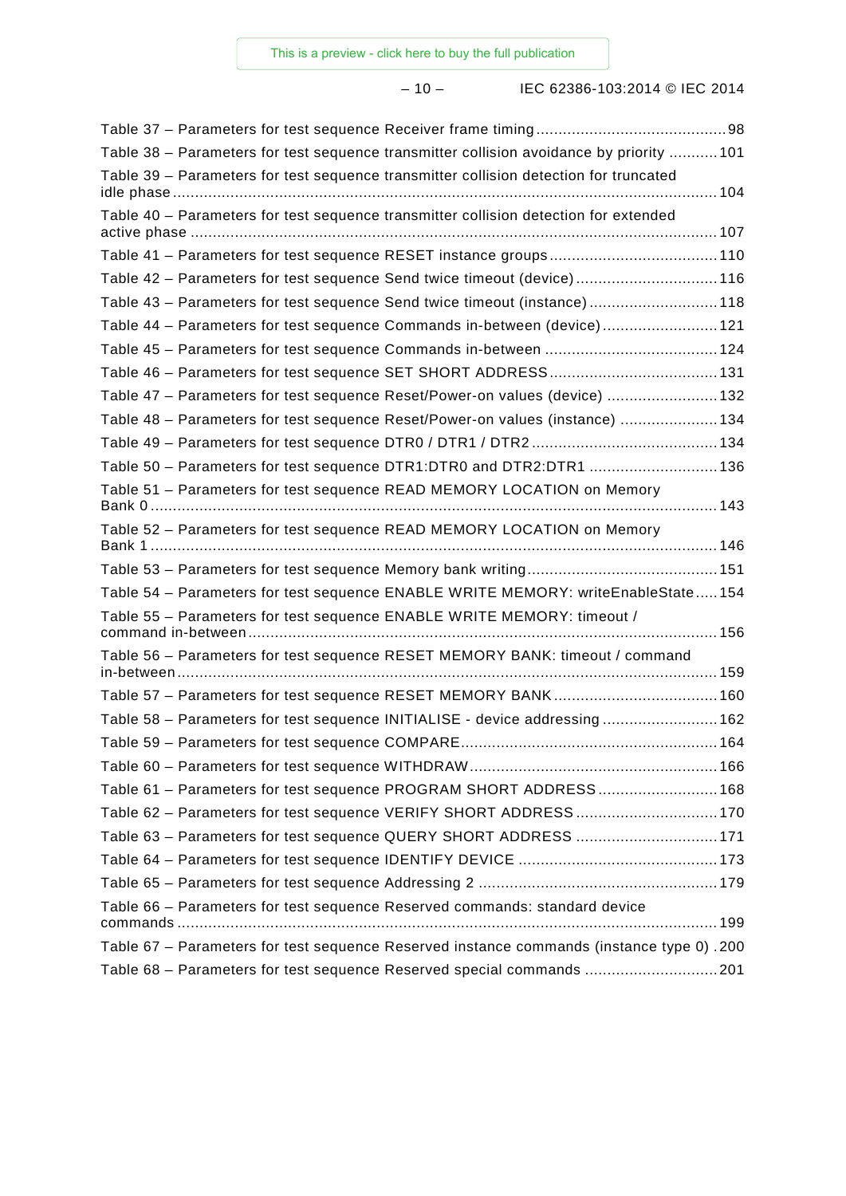Table 37 – Parameters for test sequence Receiver frame timing ........................................... 98

Table 38 – Parameters for test sequence transmitter collision avoidance by priority ........... 101

Table 39 – Parameters for test sequence transmitter collision detection for truncated idle phase ......................................................................................................................... 104

Table 40 – Parameters for test sequence transmitter collision detection for extended active phase ....................................................................................................................... 107

Table 41 – Parameters for test sequence RESET instance groups ...................................... 110

Table 42 – Parameters for test sequence Send twice timeout (device) ................................ 116

Table 43 – Parameters for test sequence Send twice timeout (instance) ............................. 118

Table 44 – Parameters for test sequence Commands in-between (device) .......................... 121

Table 45 – Parameters for test sequence Commands in-between ....................................... 124

Table 46 – Parameters for test sequence SET SHORT ADDRESS ...................................... 131

Table 47 – Parameters for test sequence Reset/Power-on values (device) ......................... 132

Table 48 – Parameters for test sequence Reset/Power-on values (instance) ...................... 134

Table 49 – Parameters for test sequence DTR0 / DTR1 / DTR2 .......................................... 134

Table 50 – Parameters for test sequence DTR1:DTR0 and DTR2:DTR1 ............................. 136

Table 51 – Parameters for test sequence READ MEMORY LOCATION on Memory Bank 0 ................................................................................................................................ 143

Table 52 – Parameters for test sequence READ MEMORY LOCATION on Memory Bank 1 ................................................................................................................................ 146

Table 53 – Parameters for test sequence Memory bank writing ........................................... 151

Table 54 – Parameters for test sequence ENABLE WRITE MEMORY: writeEnableState ..... 154

Table 55 – Parameters for test sequence ENABLE WRITE MEMORY: timeout / command in-between ......................................................................................................... 156

Table 56 – Parameters for test sequence RESET MEMORY BANK: timeout / command in-between ......................................................................................................................... 159

Table 57 – Parameters for test sequence RESET MEMORY BANK ..................................... 160

Table 58 – Parameters for test sequence INITIALISE - device addressing .......................... 162

Table 59 – Parameters for test sequence COMPARE .......................................................... 164

Table 60 – Parameters for test sequence WITHDRAW ........................................................ 166

Table 61 – Parameters for test sequence PROGRAM SHORT ADDRESS ........................... 168

Table 62 – Parameters for test sequence VERIFY SHORT ADDRESS ................................ 170

Table 63 – Parameters for test sequence QUERY SHORT ADDRESS ................................ 171

Table 64 – Parameters for test sequence IDENTIFY DEVICE ............................................. 173

Table 65 – Parameters for test sequence Addressing 2 ...................................................... 179

Table 66 – Parameters for test sequence Reserved commands: standard device commands ......................................................................................................................... 199

Table 67 – Parameters for test sequence Reserved instance commands (instance type 0) . 200

Table 68 – Parameters for test sequence Reserved special commands ............................. 201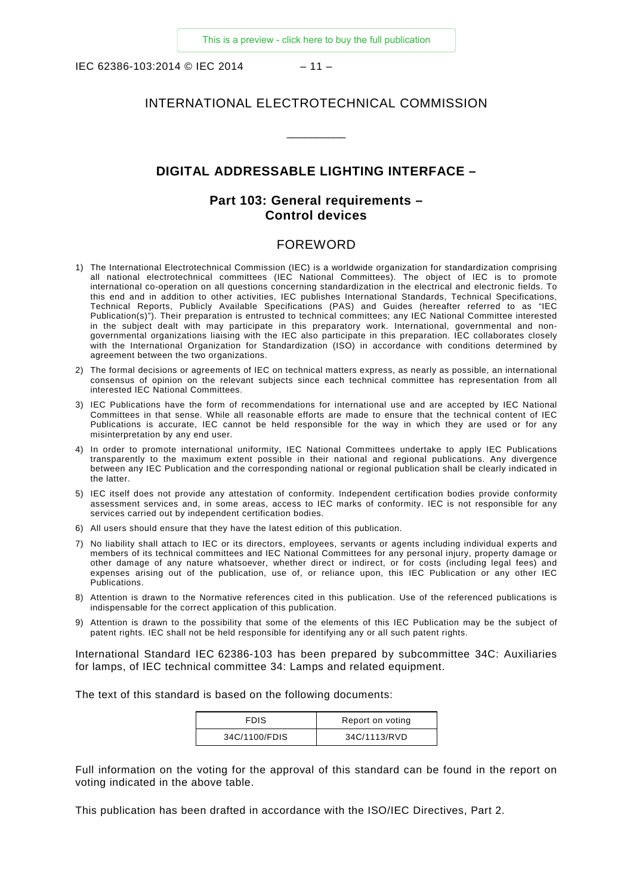INTERNATIONAL ELECTROTECHNICAL COMMISSION

____________

# DIGITAL ADDRESSABLE LIGHTING INTERFACE –

## Part 103: General requirements – Control devices

## FOREWORD

1) The International Electrotechnical Commission (IEC) is a worldwide organization for standardization comprising all national electrotechnical committees (IEC National Committees). The object of IEC is to promote international co-operation on all questions concerning standardization in the electrical and electronic fields. To this end and in addition to other activities, IEC publishes International Standards, Technical Specifications, Technical Reports, Publicly Available Specifications (PAS) and Guides (hereafter referred to as "IEC Publication(s)"). Their preparation is entrusted to technical committees; any IEC National Committee interested in the subject dealt with may participate in this preparatory work. International, governmental and non-governmental organizations liaising with the IEC also participate in this preparation. IEC collaborates closely with the International Organization for Standardization (ISO) in accordance with conditions determined by agreement between the two organizations.
2) The formal decisions or agreements of IEC on technical matters express, as nearly as possible, an international consensus of opinion on the relevant subjects since each technical committee has representation from all interested IEC National Committees.
3) IEC Publications have the form of recommendations for international use and are accepted by IEC National Committees in that sense. While all reasonable efforts are made to ensure that the technical content of IEC Publications is accurate, IEC cannot be held responsible for the way in which they are used or for any misinterpretation by any end user.
4) In order to promote international uniformity, IEC National Committees undertake to apply IEC Publications transparently to the maximum extent possible in their national and regional publications. Any divergence between any IEC Publication and the corresponding national or regional publication shall be clearly indicated in the latter.
5) IEC itself does not provide any attestation of conformity. Independent certification bodies provide conformity assessment services and, in some areas, access to IEC marks of conformity. IEC is not responsible for any services carried out by independent certification bodies.
6) All users should ensure that they have the latest edition of this publication.
7) No liability shall attach to IEC or its directors, employees, servants or agents including individual experts and members of its technical committees and IEC National Committees for any personal injury, property damage or other damage of any nature whatsoever, whether direct or indirect, or for costs (including legal fees) and expenses arising out of the publication, use of, or reliance upon, this IEC Publication or any other IEC Publications.
8) Attention is drawn to the Normative references cited in this publication. Use of the referenced publications is indispensable for the correct application of this publication.
9) Attention is drawn to the possibility that some of the elements of this IEC Publication may be the subject of patent rights. IEC shall not be held responsible for identifying any or all such patent rights.

International Standard IEC 62386-103 has been prepared by subcommittee 34C: Auxiliaries for lamps, of IEC technical committee 34: Lamps and related equipment.

The text of this standard is based on the following documents:

| FDIS | Report on voting |
| --- | --- |
| 34C/1100/FDIS | 34C/1113/RVD |

Full information on the voting for the approval of this standard can be found in the report on voting indicated in the above table.

This publication has been drafted in accordance with the ISO/IEC Directives, Part 2.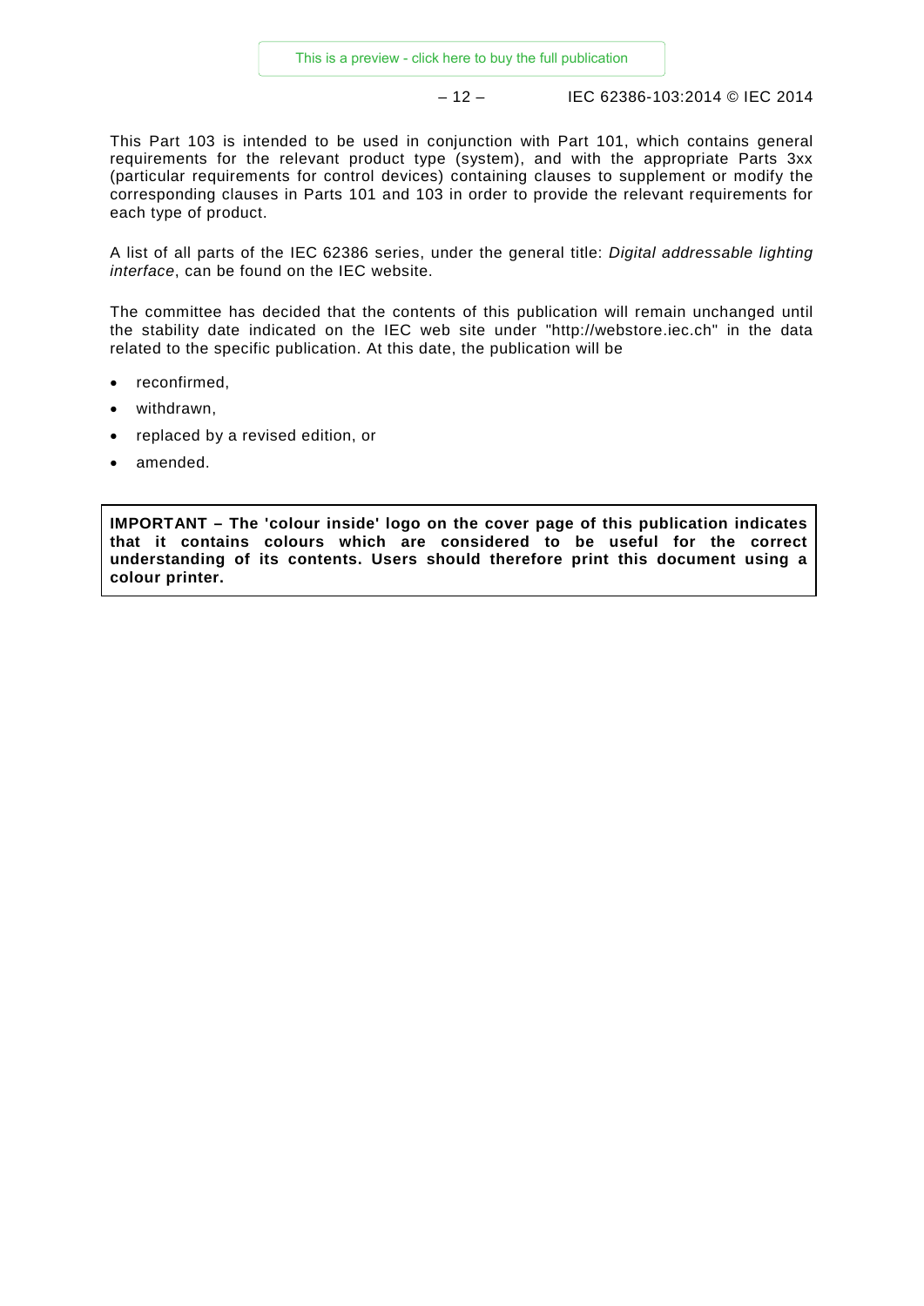This Part 103 is intended to be used in conjunction with Part 101, which contains general requirements for the relevant product type (system), and with the appropriate Parts 3xx (particular requirements for control devices) containing clauses to supplement or modify the corresponding clauses in Parts 101 and 103 in order to provide the relevant requirements for each type of product.

A list of all parts of the IEC 62386 series, under the general title: *Digital addressable lighting interface*, can be found on the IEC website.

The committee has decided that the contents of this publication will remain unchanged until the stability date indicated on the IEC web site under "http://webstore.iec.ch" in the data related to the specific publication. At this date, the publication will be

- reconfirmed,
- withdrawn,
- replaced by a revised edition, or
- amended.

**IMPORTANT – The 'colour inside' logo on the cover page of this publication indicates that it contains colours which are considered to be useful for the correct understanding of its contents. Users should therefore print this document using a colour printer.**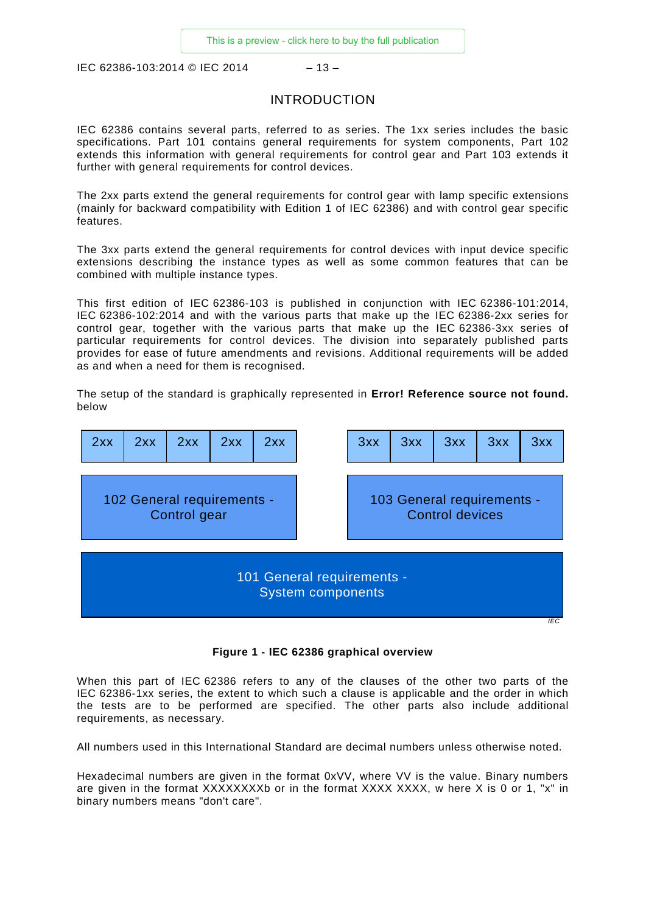# INTRODUCTION

IEC 62386 contains several parts, referred to as series. The 1xx series includes the basic specifications. Part 101 contains general requirements for system components, Part 102 extends this information with general requirements for control gear and Part 103 extends it further with general requirements for control devices.

The 2xx parts extend the general requirements for control gear with lamp specific extensions (mainly for backward compatibility with Edition 1 of IEC 62386) and with control gear specific features.

The 3xx parts extend the general requirements for control devices with input device specific extensions describing the instance types as well as some common features that can be combined with multiple instance types.

This first edition of IEC 62386-103 is published in conjunction with IEC 62386-101:2014, IEC 62386-102:2014 and with the various parts that make up the IEC 62386-2xx series for control gear, together with the various parts that make up the IEC 62386-3xx series of particular requirements for control devices. The division into separately published parts provides for ease of future amendments and revisions. Additional requirements will be added as and when a need for them is recognised.

The setup of the standard is graphically represented in **Error! Reference source not found.** below

| 2xx | 2xx | 2xx | 2xx | 2xx | | 3xx | 3xx | 3xx | 3xx | 3xx |
|---|---|---|---|---|---|---|---|---|---|---|
| 102 General requirements - Control gear | | | | | | 103 General requirements - Control devices | | | | |
| 101 General requirements - System components | | | | | | | | | | |

**Figure 1 - IEC 62386 graphical overview**

When this part of IEC 62386 refers to any of the clauses of the other two parts of the IEC 62386-1xx series, the extent to which such a clause is applicable and the order in which the tests are to be performed are specified. The other parts also include additional requirements, as necessary.

All numbers used in this International Standard are decimal numbers unless otherwise noted.

Hexadecimal numbers are given in the format 0xVV, where VV is the value. Binary numbers are given in the format XXXXXXXXb or in the format XXXX XXXX, w here X is 0 or 1, "x" in binary numbers means "don't care".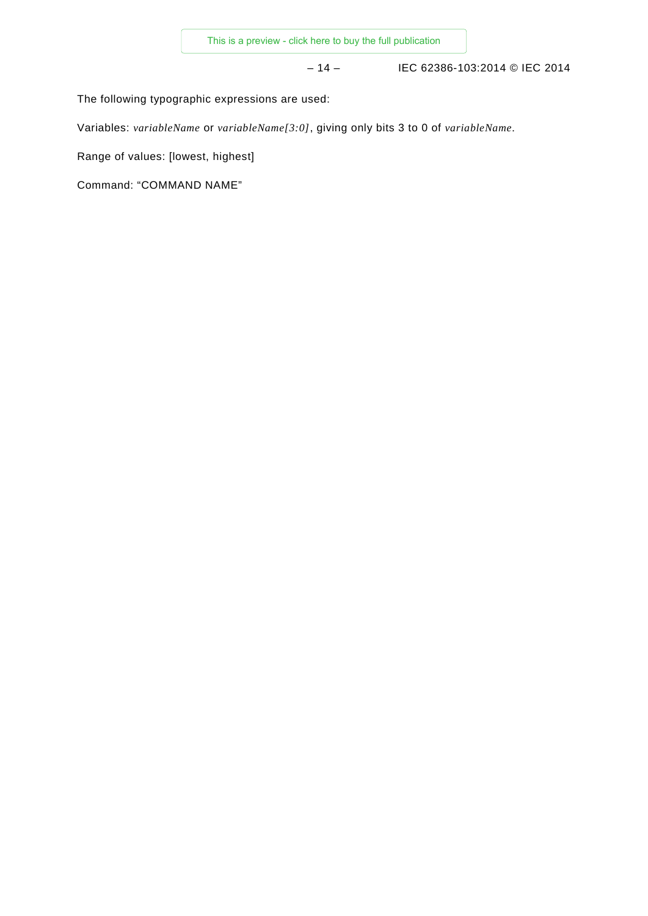The following typographic expressions are used:

Variables: *variableName* or *variableName[3:0]*, giving only bits 3 to 0 of *variableName*.

Range of values: [lowest, highest]

Command: “COMMAND NAME”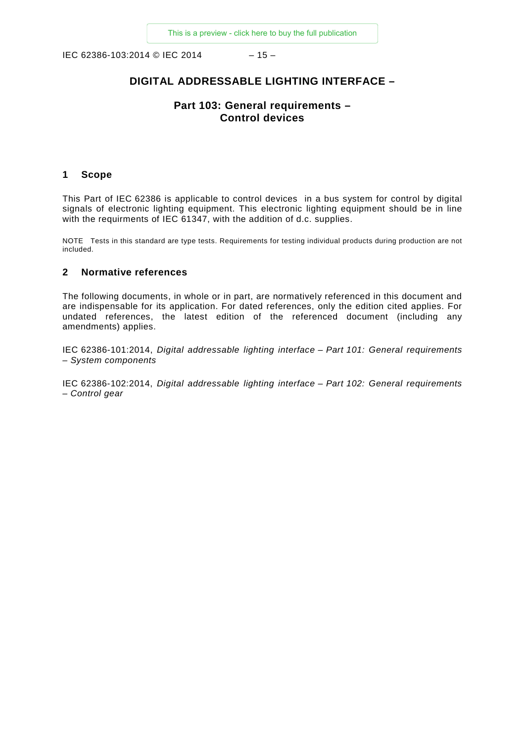# DIGITAL ADDRESSABLE LIGHTING INTERFACE –

## Part 103: General requirements – Control devices

### 1 Scope

This Part of IEC 62386 is applicable to control devices in a bus system for control by digital signals of electronic lighting equipment. This electronic lighting equipment should be in line with the requirments of IEC 61347, with the addition of d.c. supplies.

NOTE Tests in this standard are type tests. Requirements for testing individual products during production are not included.

### 2 Normative references

The following documents, in whole or in part, are normatively referenced in this document and are indispensable for its application. For dated references, only the edition cited applies. For undated references, the latest edition of the referenced document (including any amendments) applies.

IEC 62386-101:2014, *Digital addressable lighting interface – Part 101: General requirements – System components*

IEC 62386-102:2014, *Digital addressable lighting interface – Part 102: General requirements – Control gear*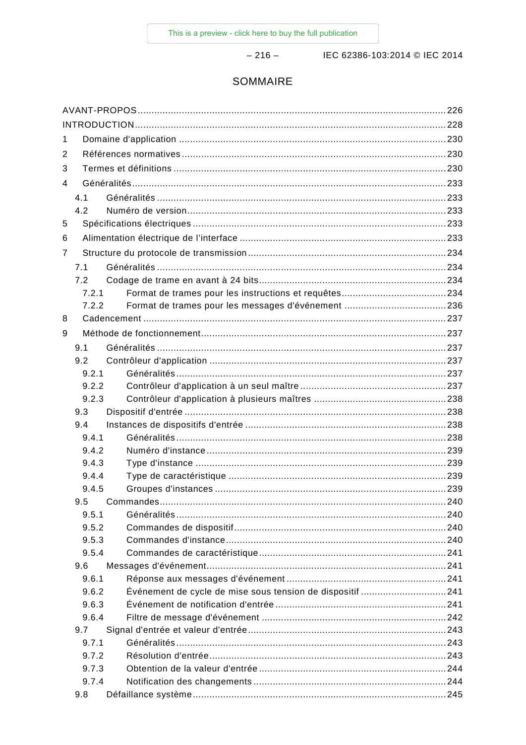# SOMMAIRE

AVANT-PROPOS ........................................................................................................ 226
INTRODUCTION ........................................................................................................ 228
1 Domaine d'application ........................................................................................ 230
2 Références normatives ........................................................................................ 230
3 Termes et définitions ........................................................................................ 230
4 Généralités ........................................................................................................ 233
  4.1 Généralités .................................................................................................. 233
  4.2 Numéro de version ........................................................................................ 233
5 Spécifications électriques .................................................................................. 233
6 Alimentation électrique de l'interface ................................................................... 233
7 Structure du protocole de transmission ................................................................. 234
  7.1 Généralités .................................................................................................. 234
  7.2 Codage de trame en avant à 24 bits ................................................................. 234
    7.2.1 Format de trames pour les instructions et requêtes .................................... 234
    7.2.2 Format de trames pour les messages d'événement ..................................... 236
8 Cadencement ...................................................................................................... 237
9 Méthode de fonctionnement .................................................................................. 237
  9.1 Généralités .................................................................................................. 237
  9.2 Contrôleur d'application ................................................................................. 237
    9.2.1 Généralités ........................................................................................... 237
    9.2.2 Contrôleur d'application à un seul maître .................................................. 237
    9.2.3 Contrôleur d'application à plusieurs maîtres .............................................. 238
  9.3 Dispositif d'entrée .......................................................................................... 238
  9.4 Instances de dispositifs d'entrée ..................................................................... 238
    9.4.1 Généralités ........................................................................................... 238
    9.4.2 Numéro d'instance .................................................................................. 239
    9.4.3 Type d'instance ...................................................................................... 239
    9.4.4 Type de caractéristique ........................................................................... 239
    9.4.5 Groupes d'instances ............................................................................... 239
  9.5 Commandes .................................................................................................. 240
    9.5.1 Généralités ........................................................................................... 240
    9.5.2 Commandes de dispositif ........................................................................ 240
    9.5.3 Commandes d'instance ............................................................................ 240
    9.5.4 Commandes de caractéristique ................................................................ 241
  9.6 Messages d'événement ................................................................................... 241
    9.6.1 Réponse aux messages d'événement ......................................................... 241
    9.6.2 Événement de cycle de mise sous tension de dispositif ............................... 241
    9.6.3 Événement de notification d'entrée ........................................................... 241
    9.6.4 Filtre de message d'événement ................................................................ 242
  9.7 Signal d'entrée et valeur d'entrée .................................................................... 243
    9.7.1 Généralités ........................................................................................... 243
    9.7.2 Résolution d'entrée ................................................................................. 243
    9.7.3 Obtention de la valeur d'entrée ................................................................ 244
    9.7.4 Notification des changements .................................................................. 244
  9.8 Défaillance système ....................................................................................... 245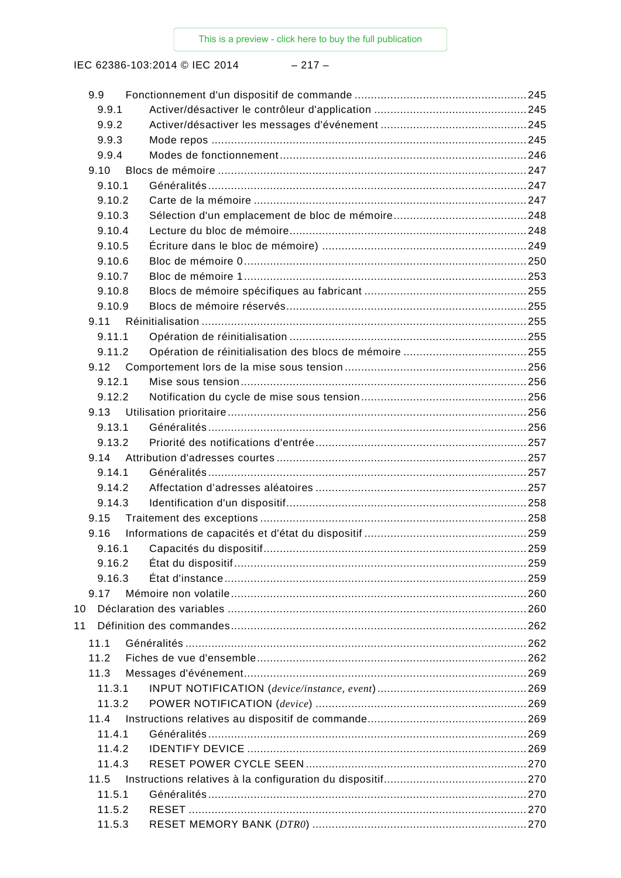9.9 Fonctionnement d'un dispositif de commande ....................................................245
9.9.1 Activer/désactiver le contrôleur d'application ..............................................245
9.9.2 Activer/désactiver les messages d'événement ............................................245
9.9.3 Mode repos ................................................................................................245
9.9.4 Modes de fonctionnement...........................................................................246
9.10 Blocs de mémoire ..............................................................................................247
9.10.1 Généralités.................................................................................................247
9.10.2 Carte de la mémoire ...................................................................................247
9.10.3 Sélection d'un emplacement de bloc de mémoire.........................................248
9.10.4 Lecture du bloc de mémoire........................................................................248
9.10.5 Écriture dans le bloc de mémoire) ..............................................................249
9.10.6 Bloc de mémoire 0......................................................................................250
9.10.7 Bloc de mémoire 1......................................................................................253
9.10.8 Blocs de mémoire spécifiques au fabricant .................................................255
9.10.9 Blocs de mémoire réservés.........................................................................255
9.11 Réinitialisation ...................................................................................................255
9.11.1 Opération de réinitialisation ........................................................................255
9.11.2 Opération de réinitialisation des blocs de mémoire .....................................255
9.12 Comportement lors de la mise sous tension........................................................256
9.12.1 Mise sous tension.......................................................................................256
9.12.2 Notification du cycle de mise sous tension..................................................256
9.13 Utilisation prioritaire...........................................................................................256
9.13.1 Généralités.................................................................................................256
9.13.2 Priorité des notifications d'entrée................................................................257
9.14 Attribution d'adresses courtes ............................................................................257
9.14.1 Généralités.................................................................................................257
9.14.2 Affectation d'adresses aléatoires ................................................................257
9.14.3 Identification d'un dispositif.........................................................................258
9.15 Traitement des exceptions .................................................................................258
9.16 Informations de capacités et d'état du dispositif .................................................259
9.16.1 Capacités du dispositif................................................................................259
9.16.2 État du dispositif.........................................................................................259
9.16.3 État d'instance............................................................................................259
9.17 Mémoire non volatile..........................................................................................260
10 Déclaration des variables ...........................................................................................260
11 Définition des commandes..........................................................................................262
11.1 Généralités ........................................................................................................262
11.2 Fiches de vue d'ensemble..................................................................................262
11.3 Messages d'événement......................................................................................269
11.3.1 INPUT NOTIFICATION (*device/instance, event*).............................................269
11.3.2 POWER NOTIFICATION (*device*) ................................................................269
11.4 Instructions relatives au dispositif de commande................................................269
11.4.1 Généralités.................................................................................................269
11.4.2 IDENTIFY DEVICE .....................................................................................269
11.4.3 RESET POWER CYCLE SEEN ...................................................................270
11.5 Instructions relatives à la configuration du dispositif...........................................270
11.5.1 Généralités.................................................................................................270
11.5.2 RESET .......................................................................................................270
11.5.3 RESET MEMORY BANK (*DTR0*) .................................................................270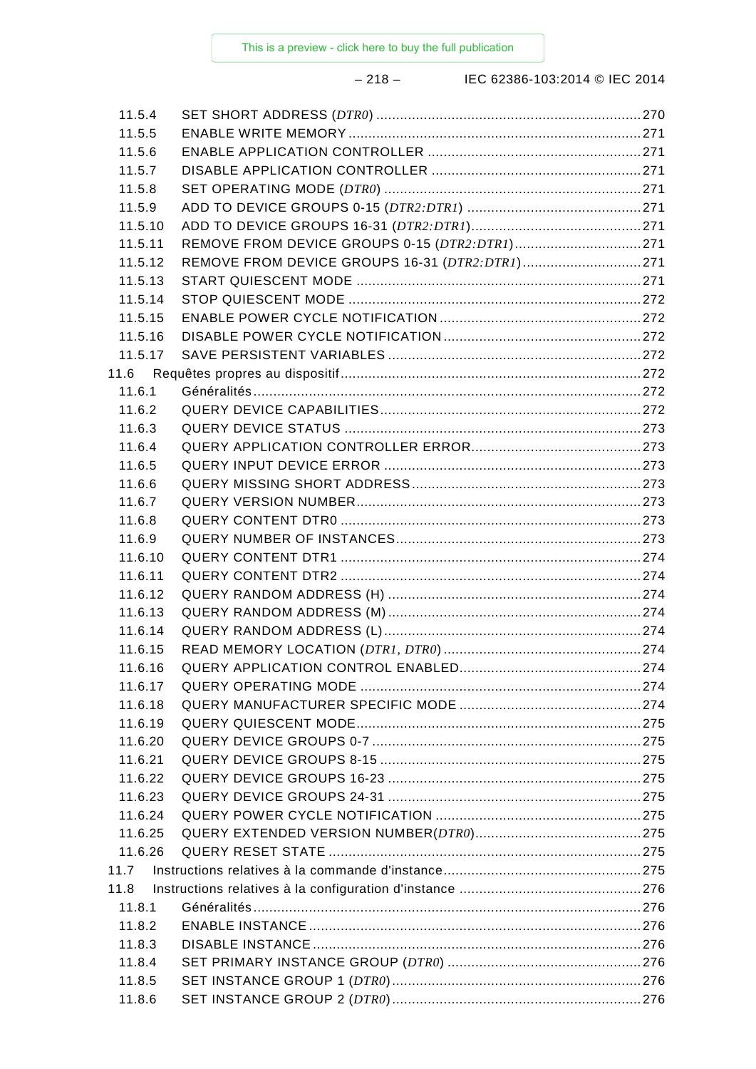11.5.4 SET SHORT ADDRESS (*DTR0*) .... 270
11.5.5 ENABLE WRITE MEMORY .... 271
11.5.6 ENABLE APPLICATION CONTROLLER .... 271
11.5.7 DISABLE APPLICATION CONTROLLER .... 271
11.5.8 SET OPERATING MODE (*DTR0*) .... 271
11.5.9 ADD TO DEVICE GROUPS 0-15 (*DTR2:DTR1*) .... 271
11.5.10 ADD TO DEVICE GROUPS 16-31 (*DTR2:DTR1*) .... 271
11.5.11 REMOVE FROM DEVICE GROUPS 0-15 (*DTR2:DTR1*) .... 271
11.5.12 REMOVE FROM DEVICE GROUPS 16-31 (*DTR2:DTR1*) .... 271
11.5.13 START QUIESCENT MODE .... 271
11.5.14 STOP QUIESCENT MODE .... 272
11.5.15 ENABLE POWER CYCLE NOTIFICATION .... 272
11.5.16 DISABLE POWER CYCLE NOTIFICATION .... 272
11.5.17 SAVE PERSISTENT VARIABLES .... 272
11.6 Requêtes propres au dispositif .... 272
11.6.1 Généralités .... 272
11.6.2 QUERY DEVICE CAPABILITIES .... 272
11.6.3 QUERY DEVICE STATUS .... 273
11.6.4 QUERY APPLICATION CONTROLLER ERROR .... 273
11.6.5 QUERY INPUT DEVICE ERROR .... 273
11.6.6 QUERY MISSING SHORT ADDRESS .... 273
11.6.7 QUERY VERSION NUMBER .... 273
11.6.8 QUERY CONTENT DTR0 .... 273
11.6.9 QUERY NUMBER OF INSTANCES .... 273
11.6.10 QUERY CONTENT DTR1 .... 274
11.6.11 QUERY CONTENT DTR2 .... 274
11.6.12 QUERY RANDOM ADDRESS (H) .... 274
11.6.13 QUERY RANDOM ADDRESS (M) .... 274
11.6.14 QUERY RANDOM ADDRESS (L) .... 274
11.6.15 READ MEMORY LOCATION (*DTR1*, *DTR0*) .... 274
11.6.16 QUERY APPLICATION CONTROL ENABLED .... 274
11.6.17 QUERY OPERATING MODE .... 274
11.6.18 QUERY MANUFACTURER SPECIFIC MODE .... 274
11.6.19 QUERY QUIESCENT MODE .... 275
11.6.20 QUERY DEVICE GROUPS 0-7 .... 275
11.6.21 QUERY DEVICE GROUPS 8-15 .... 275
11.6.22 QUERY DEVICE GROUPS 16-23 .... 275
11.6.23 QUERY DEVICE GROUPS 24-31 .... 275
11.6.24 QUERY POWER CYCLE NOTIFICATION .... 275
11.6.25 QUERY EXTENDED VERSION NUMBER(*DTR0*) .... 275
11.6.26 QUERY RESET STATE .... 275
11.7 Instructions relatives à la commande d'instance .... 275
11.8 Instructions relatives à la configuration d'instance .... 276
11.8.1 Généralités .... 276
11.8.2 ENABLE INSTANCE .... 276
11.8.3 DISABLE INSTANCE .... 276
11.8.4 SET PRIMARY INSTANCE GROUP (*DTR0*) .... 276
11.8.5 SET INSTANCE GROUP 1 (*DTR0*) .... 276
11.8.6 SET INSTANCE GROUP 2 (*DTR0*) .... 276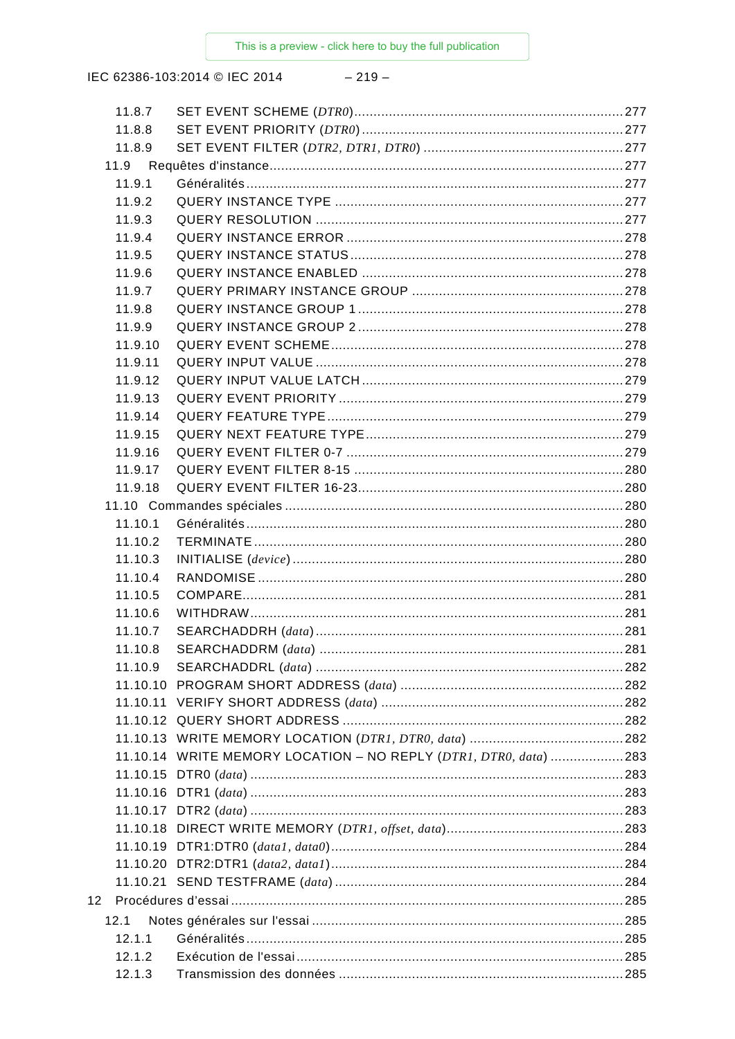11.8.7 SET EVENT SCHEME (*DTR0*) ........ 277
11.8.8 SET EVENT PRIORITY (*DTR0*) ........ 277
11.8.9 SET EVENT FILTER (*DTR2, DTR1, DTR0*) ........ 277
11.9 Requêtes d'instance ........ 277
11.9.1 Généralités ........ 277
11.9.2 QUERY INSTANCE TYPE ........ 277
11.9.3 QUERY RESOLUTION ........ 277
11.9.4 QUERY INSTANCE ERROR ........ 278
11.9.5 QUERY INSTANCE STATUS ........ 278
11.9.6 QUERY INSTANCE ENABLED ........ 278
11.9.7 QUERY PRIMARY INSTANCE GROUP ........ 278
11.9.8 QUERY INSTANCE GROUP 1 ........ 278
11.9.9 QUERY INSTANCE GROUP 2 ........ 278
11.9.10 QUERY EVENT SCHEME ........ 278
11.9.11 QUERY INPUT VALUE ........ 278
11.9.12 QUERY INPUT VALUE LATCH ........ 279
11.9.13 QUERY EVENT PRIORITY ........ 279
11.9.14 QUERY FEATURE TYPE ........ 279
11.9.15 QUERY NEXT FEATURE TYPE ........ 279
11.9.16 QUERY EVENT FILTER 0-7 ........ 279
11.9.17 QUERY EVENT FILTER 8-15 ........ 280
11.9.18 QUERY EVENT FILTER 16-23 ........ 280
11.10 Commandes spéciales ........ 280
11.10.1 Généralités ........ 280
11.10.2 TERMINATE ........ 280
11.10.3 INITIALISE (*device*) ........ 280
11.10.4 RANDOMISE ........ 280
11.10.5 COMPARE ........ 281
11.10.6 WITHDRAW ........ 281
11.10.7 SEARCHADDRH (*data*) ........ 281
11.10.8 SEARCHADDRM (*data*) ........ 281
11.10.9 SEARCHADDRL (*data*) ........ 282
11.10.10 PROGRAM SHORT ADDRESS (*data*) ........ 282
11.10.11 VERIFY SHORT ADDRESS (*data*) ........ 282
11.10.12 QUERY SHORT ADDRESS ........ 282
11.10.13 WRITE MEMORY LOCATION (*DTR1, DTR0, data*) ........ 282
11.10.14 WRITE MEMORY LOCATION – NO REPLY (*DTR1, DTR0, data*) ........ 283
11.10.15 DTR0 (*data*) ........ 283
11.10.16 DTR1 (*data*) ........ 283
11.10.17 DTR2 (*data*) ........ 283
11.10.18 DIRECT WRITE MEMORY (*DTR1, offset, data*) ........ 283
11.10.19 DTR1:DTR0 (*data1, data0*) ........ 284
11.10.20 DTR2:DTR1 (*data2, data1*) ........ 284
11.10.21 SEND TESTFRAME (*data*) ........ 284
12 Procédures d'essai ........ 285
12.1 Notes générales sur l'essai ........ 285
12.1.1 Généralités ........ 285
12.1.2 Exécution de l'essai ........ 285
12.1.3 Transmission des données ........ 285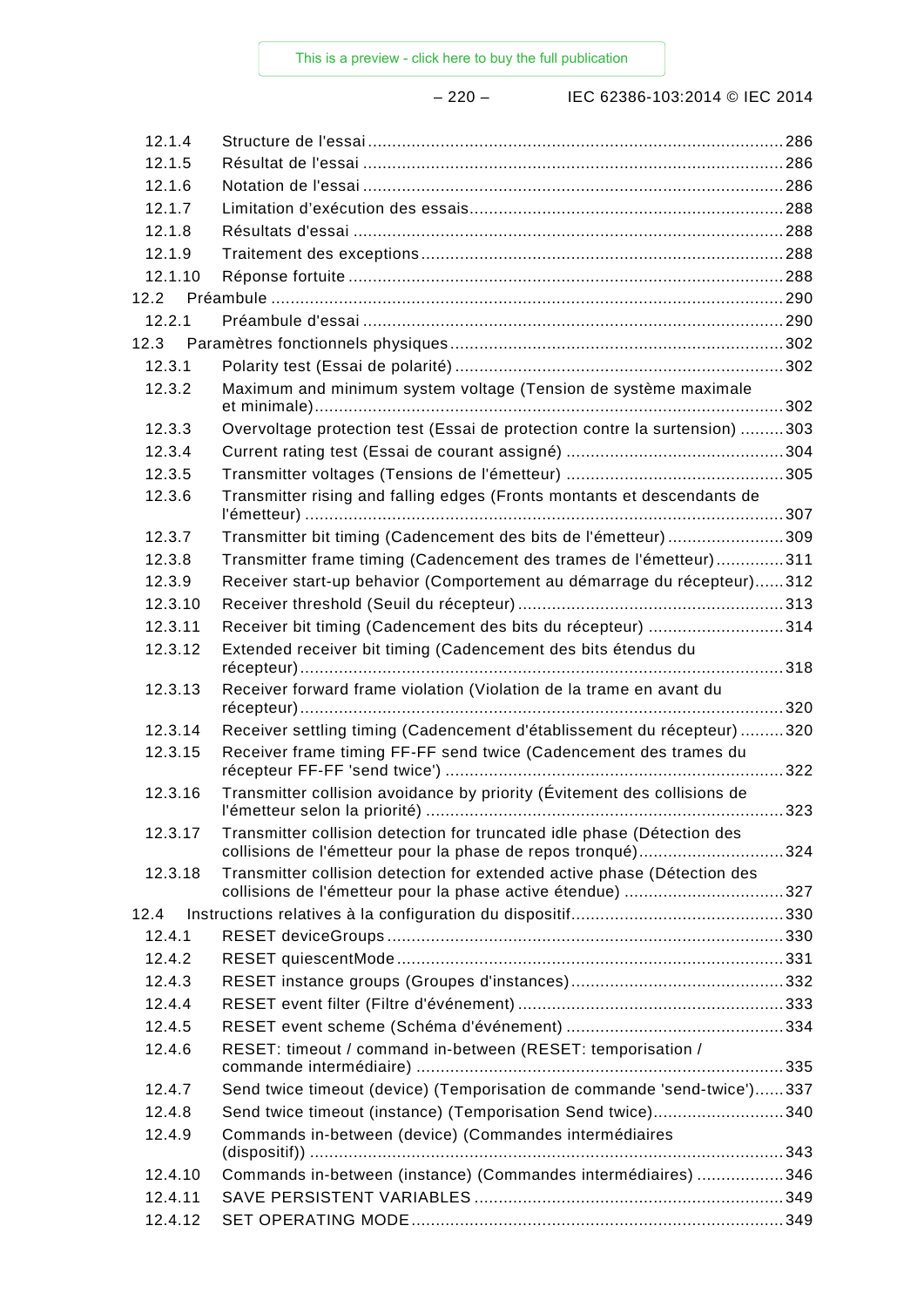12.1.4 Structure de l'essai ....... 286
12.1.5 Résultat de l'essai ....... 286
12.1.6 Notation de l'essai ....... 286
12.1.7 Limitation d'exécution des essais ....... 288
12.1.8 Résultats d'essai ....... 288
12.1.9 Traitement des exceptions ....... 288
12.1.10 Réponse fortuite ....... 288
12.2 Préambule ....... 290
12.2.1 Préambule d'essai ....... 290
12.3 Paramètres fonctionnels physiques ....... 302
12.3.1 Polarity test (Essai de polarité) ....... 302
12.3.2 Maximum and minimum system voltage (Tension de système maximale et minimale) ....... 302
12.3.3 Overvoltage protection test (Essai de protection contre la surtension) ....... 303
12.3.4 Current rating test (Essai de courant assigné) ....... 304
12.3.5 Transmitter voltages (Tensions de l'émetteur) ....... 305
12.3.6 Transmitter rising and falling edges (Fronts montants et descendants de l'émetteur) ....... 307
12.3.7 Transmitter bit timing (Cadencement des bits de l'émetteur) ....... 309
12.3.8 Transmitter frame timing (Cadencement des trames de l'émetteur) ....... 311
12.3.9 Receiver start-up behavior (Comportement au démarrage du récepteur) ....... 312
12.3.10 Receiver threshold (Seuil du récepteur) ....... 313
12.3.11 Receiver bit timing (Cadencement des bits du récepteur) ....... 314
12.3.12 Extended receiver bit timing (Cadencement des bits étendus du récepteur) ....... 318
12.3.13 Receiver forward frame violation (Violation de la trame en avant du récepteur) ....... 320
12.3.14 Receiver settling timing (Cadencement d'établissement du récepteur) ....... 320
12.3.15 Receiver frame timing FF-FF send twice (Cadencement des trames du récepteur FF-FF 'send twice') ....... 322
12.3.16 Transmitter collision avoidance by priority (Évitement des collisions de l'émetteur selon la priorité) ....... 323
12.3.17 Transmitter collision detection for truncated idle phase (Détection des collisions de l'émetteur pour la phase de repos tronqué) ....... 324
12.3.18 Transmitter collision detection for extended active phase (Détection des collisions de l'émetteur pour la phase active étendue) ....... 327
12.4 Instructions relatives à la configuration du dispositif ....... 330
12.4.1 RESET deviceGroups ....... 330
12.4.2 RESET quiescentMode ....... 331
12.4.3 RESET instance groups (Groupes d'instances) ....... 332
12.4.4 RESET event filter (Filtre d'événement) ....... 333
12.4.5 RESET event scheme (Schéma d'événement) ....... 334
12.4.6 RESET: timeout / command in-between (RESET: temporisation / commande intermédiaire) ....... 335
12.4.7 Send twice timeout (device) (Temporisation de commande 'send-twice') ....... 337
12.4.8 Send twice timeout (instance) (Temporisation Send twice) ....... 340
12.4.9 Commands in-between (device) (Commandes intermédiaires (dispositif)) ....... 343
12.4.10 Commands in-between (instance) (Commandes intermédiaires) ....... 346
12.4.11 SAVE PERSISTENT VARIABLES ....... 349
12.4.12 SET OPERATING MODE ....... 349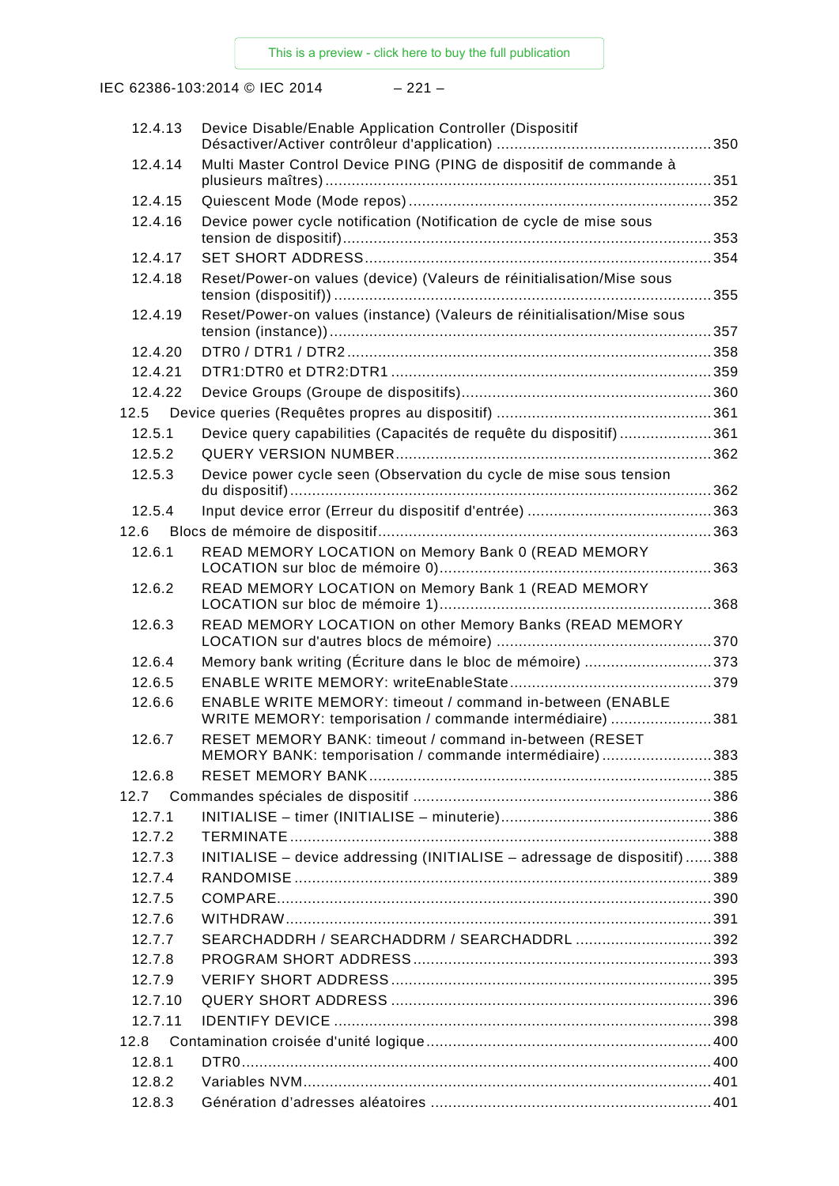12.4.13 Device Disable/Enable Application Controller (Dispositif Désactiver/Activer contrôleur d'application) ........................................ 350
12.4.14 Multi Master Control Device PING (PING de dispositif de commande à plusieurs maîtres) ........................................ 351
12.4.15 Quiescent Mode (Mode repos) ........................................ 352
12.4.16 Device power cycle notification (Notification de cycle de mise sous tension de dispositif) ........................................ 353
12.4.17 SET SHORT ADDRESS ........................................ 354
12.4.18 Reset/Power-on values (device) (Valeurs de réinitialisation/Mise sous tension (dispositif)) ........................................ 355
12.4.19 Reset/Power-on values (instance) (Valeurs de réinitialisation/Mise sous tension (instance)) ........................................ 357
12.4.20 DTR0 / DTR1 / DTR2 ........................................ 358
12.4.21 DTR1:DTR0 et DTR2:DTR1 ........................................ 359
12.4.22 Device Groups (Groupe de dispositifs) ........................................ 360
12.5 Device queries (Requêtes propres au dispositif) ........................................ 361
12.5.1 Device query capabilities (Capacités de requête du dispositif) ........................................ 361
12.5.2 QUERY VERSION NUMBER ........................................ 362
12.5.3 Device power cycle seen (Observation du cycle de mise sous tension du dispositif) ........................................ 362
12.5.4 Input device error (Erreur du dispositif d'entrée) ........................................ 363
12.6 Blocs de mémoire de dispositif ........................................ 363
12.6.1 READ MEMORY LOCATION on Memory Bank 0 (READ MEMORY LOCATION sur bloc de mémoire 0) ........................................ 363
12.6.2 READ MEMORY LOCATION on Memory Bank 1 (READ MEMORY LOCATION sur bloc de mémoire 1) ........................................ 368
12.6.3 READ MEMORY LOCATION on other Memory Banks (READ MEMORY LOCATION sur d'autres blocs de mémoire) ........................................ 370
12.6.4 Memory bank writing (Écriture dans le bloc de mémoire) ........................................ 373
12.6.5 ENABLE WRITE MEMORY: writeEnableState ........................................ 379
12.6.6 ENABLE WRITE MEMORY: timeout / command in-between (ENABLE WRITE MEMORY: temporisation / commande intermédiaire) ........................................ 381
12.6.7 RESET MEMORY BANK: timeout / command in-between (RESET MEMORY BANK: temporisation / commande intermédiaire) ........................................ 383
12.6.8 RESET MEMORY BANK ........................................ 385
12.7 Commandes spéciales de dispositif ........................................ 386
12.7.1 INITIALISE – timer (INITIALISE – minuterie) ........................................ 386
12.7.2 TERMINATE ........................................ 388
12.7.3 INITIALISE – device addressing (INITIALISE – adressage de dispositif) ........................................ 388
12.7.4 RANDOMISE ........................................ 389
12.7.5 COMPARE ........................................ 390
12.7.6 WITHDRAW ........................................ 391
12.7.7 SEARCHADDRH / SEARCHADDRM / SEARCHADDRL ........................................ 392
12.7.8 PROGRAM SHORT ADDRESS ........................................ 393
12.7.9 VERIFY SHORT ADDRESS ........................................ 395
12.7.10 QUERY SHORT ADDRESS ........................................ 396
12.7.11 IDENTIFY DEVICE ........................................ 398
12.8 Contamination croisée d'unité logique ........................................ 400
12.8.1 DTR0 ........................................ 400
12.8.2 Variables NVM ........................................ 401
12.8.3 Génération d’adresses aléatoires ........................................ 401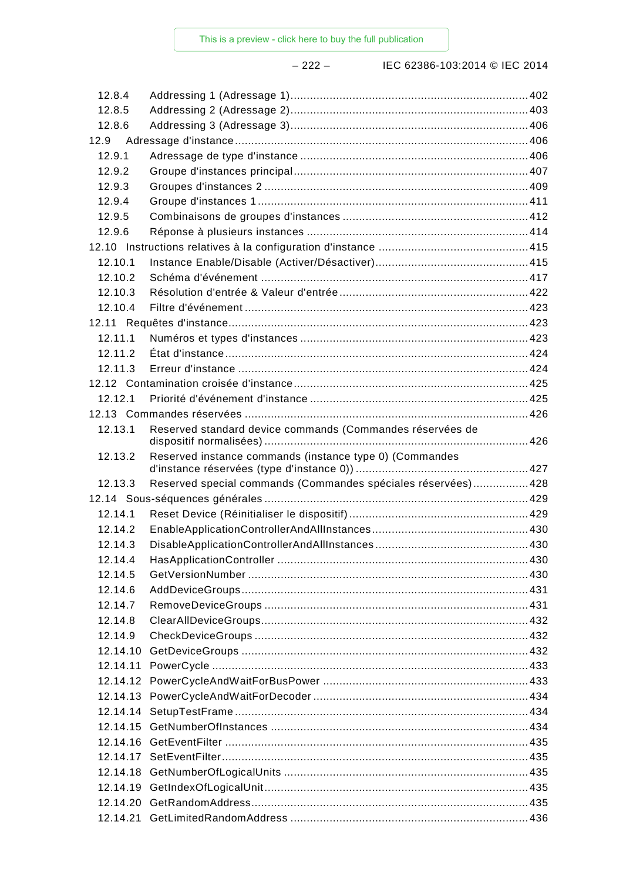12.8.4 Addressing 1 (Adressage 1) ........................................................................ 402
12.8.5 Addressing 2 (Adressage 2) ........................................................................ 403
12.8.6 Addressing 3 (Adressage 3) ........................................................................ 406
12.9 Adressage d'instance ........................................................................ 406
12.9.1 Adressage de type d'instance ........................................................................ 406
12.9.2 Groupe d'instances principal ........................................................................ 407
12.9.3 Groupes d'instances 2 ........................................................................ 409
12.9.4 Groupe d'instances 1 ........................................................................ 411
12.9.5 Combinaisons de groupes d'instances ........................................................................ 412
12.9.6 Réponse à plusieurs instances ........................................................................ 414
12.10 Instructions relatives à la configuration d'instance ........................................................................ 415
12.10.1 Instance Enable/Disable (Activer/Désactiver) ........................................................................ 415
12.10.2 Schéma d'événement ........................................................................ 417
12.10.3 Résolution d'entrée & Valeur d'entrée ........................................................................ 422
12.10.4 Filtre d'événement ........................................................................ 423
12.11 Requêtes d'instance ........................................................................ 423
12.11.1 Numéros et types d'instances ........................................................................ 423
12.11.2 État d'instance ........................................................................ 424
12.11.3 Erreur d'instance ........................................................................ 424
12.12 Contamination croisée d'instance ........................................................................ 425
12.12.1 Priorité d'événement d'instance ........................................................................ 425
12.13 Commandes réservées ........................................................................ 426
12.13.1 Reserved standard device commands (Commandes réservées de dispositif normalisées) ........................................................................ 426
12.13.2 Reserved instance commands (instance type 0) (Commandes d'instance réservées (type d'instance 0)) ........................................................................ 427
12.13.3 Reserved special commands (Commandes spéciales réservées) ........................................................................ 428
12.14 Sous-séquences générales ........................................................................ 429
12.14.1 Reset Device (Réinitialiser le dispositif) ........................................................................ 429
12.14.2 EnableApplicationControllerAndAllInstances ........................................................................ 430
12.14.3 DisableApplicationControllerAndAllInstances ........................................................................ 430
12.14.4 HasApplicationController ........................................................................ 430
12.14.5 GetVersionNumber ........................................................................ 430
12.14.6 AddDeviceGroups ........................................................................ 431
12.14.7 RemoveDeviceGroups ........................................................................ 431
12.14.8 ClearAllDeviceGroups ........................................................................ 432
12.14.9 CheckDeviceGroups ........................................................................ 432
12.14.10 GetDeviceGroups ........................................................................ 432
12.14.11 PowerCycle ........................................................................ 433
12.14.12 PowerCycleAndWaitForBusPower ........................................................................ 433
12.14.13 PowerCycleAndWaitForDecoder ........................................................................ 434
12.14.14 SetupTestFrame ........................................................................ 434
12.14.15 GetNumberOfInstances ........................................................................ 434
12.14.16 GetEventFilter ........................................................................ 435
12.14.17 SetEventFilter ........................................................................ 435
12.14.18 GetNumberOfLogicalUnits ........................................................................ 435
12.14.19 GetIndexOfLogicalUnit ........................................................................ 435
12.14.20 GetRandomAddress ........................................................................ 435
12.14.21 GetLimitedRandomAddress ........................................................................ 436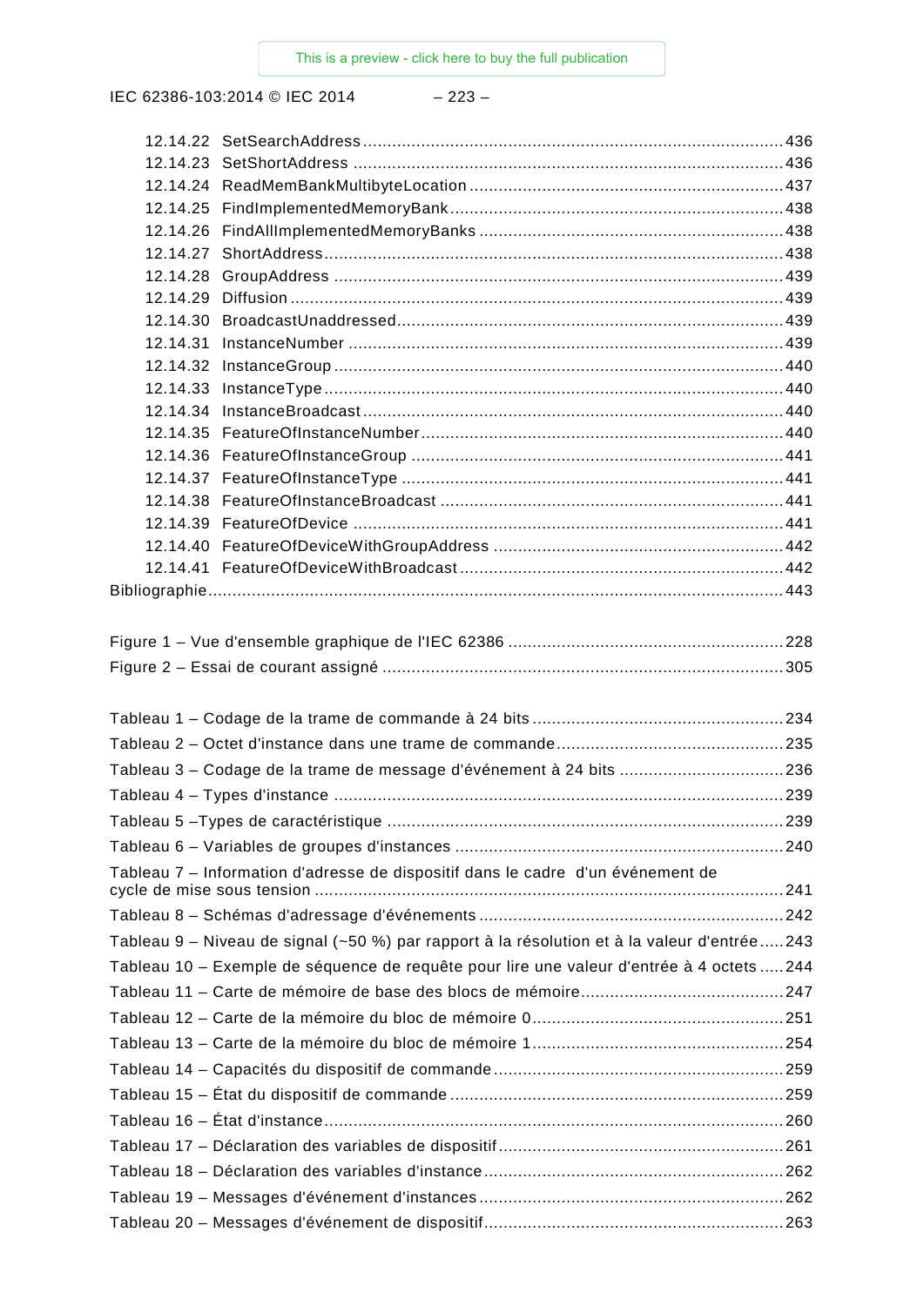12.14.22 SetSearchAddress ....................................................................................... 436
12.14.23 SetShortAddress ......................................................................................... 436
12.14.24 ReadMemBankMultibyteLocation ................................................................. 437
12.14.25 FindImplementedMemoryBank ..................................................................... 438
12.14.26 FindAllImplementedMemoryBanks ............................................................... 438
12.14.27 ShortAddress ............................................................................................... 438
12.14.28 GroupAddress ............................................................................................. 439
12.14.29 Diffusion ...................................................................................................... 439
12.14.30 BroadcastUnaddressed ................................................................................ 439
12.14.31 InstanceNumber .......................................................................................... 439
12.14.32 InstanceGroup ............................................................................................. 440
12.14.33 InstanceType ............................................................................................... 440
12.14.34 InstanceBroadcast ....................................................................................... 440
12.14.35 FeatureOfInstanceNumber ........................................................................... 440
12.14.36 FeatureOfInstanceGroup ............................................................................. 441
12.14.37 FeatureOfInstanceType ............................................................................... 441
12.14.38 FeatureOfInstanceBroadcast ....................................................................... 441
12.14.39 FeatureOfDevice ......................................................................................... 441
12.14.40 FeatureOfDeviceWithGroupAddress ............................................................ 442
12.14.41 FeatureOfDeviceWithBroadcast ................................................................... 442

Bibliographie ....................................................................................................................... 443

Figure 1 – Vue d'ensemble graphique de l'IEC 62386 ......................................................... 228
Figure 2 – Essai de courant assigné .................................................................................. 305

Tableau 1 – Codage de la trame de commande à 24 bits .................................................... 234
Tableau 2 – Octet d'instance dans une trame de commande ............................................... 235
Tableau 3 – Codage de la trame de message d'événement à 24 bits .................................. 236
Tableau 4 – Types d'instance ............................................................................................. 239
Tableau 5 –Types de caractéristique .................................................................................. 239
Tableau 6 – Variables de groupes d'instances .................................................................... 240
Tableau 7 – Information d'adresse de dispositif dans le cadre d'un événement de cycle de mise sous tension ................................................................................................. 241
Tableau 8 – Schémas d'adressage d'événements ............................................................... 242
Tableau 9 – Niveau de signal (~50 %) par rapport à la résolution et à la valeur d'entrée ..... 243
Tableau 10 – Exemple de séquence de requête pour lire une valeur d'entrée à 4 octets ..... 244
Tableau 11 – Carte de mémoire de base des blocs de mémoire .......................................... 247
Tableau 12 – Carte de la mémoire du bloc de mémoire 0 .................................................... 251
Tableau 13 – Carte de la mémoire du bloc de mémoire 1 .................................................... 254
Tableau 14 – Capacités du dispositif de commande ............................................................ 259
Tableau 15 – État du dispositif de commande ..................................................................... 259
Tableau 16 – État d'instance ............................................................................................... 260
Tableau 17 – Déclaration des variables de dispositif ........................................................... 261
Tableau 18 – Déclaration des variables d'instance .............................................................. 262
Tableau 19 – Messages d'événement d'instances ............................................................... 262
Tableau 20 – Messages d'événement de dispositif .............................................................. 263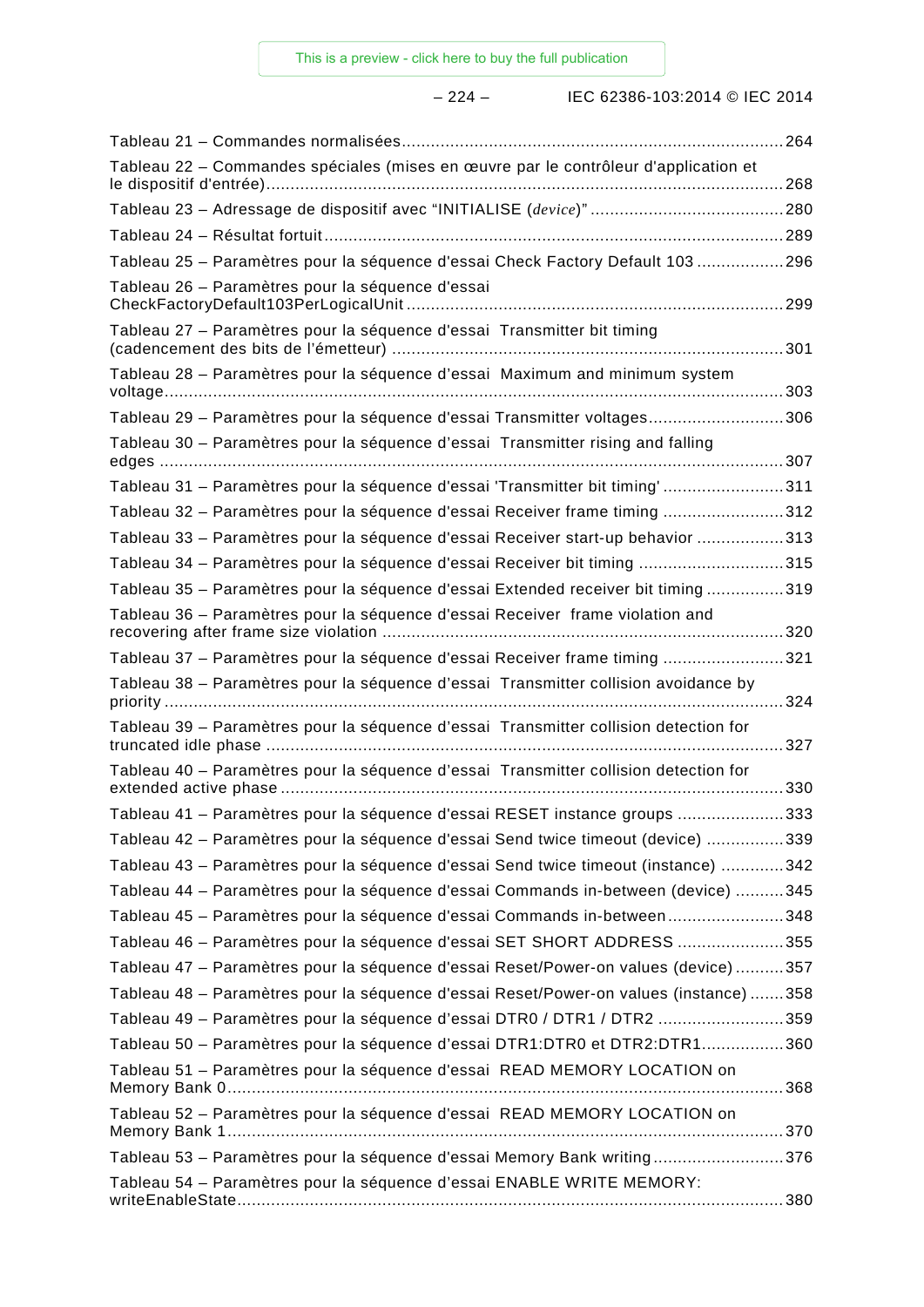Tableau 21 – Commandes normalisées .......... 264

Tableau 22 – Commandes spéciales (mises en œuvre par le contrôleur d'application et le dispositif d'entrée) .......... 268

Tableau 23 – Adressage de dispositif avec "INITIALISE (*device*)" .......... 280

Tableau 24 – Résultat fortuit .......... 289

Tableau 25 – Paramètres pour la séquence d'essai Check Factory Default 103 .......... 296

Tableau 26 – Paramètres pour la séquence d'essai CheckFactoryDefault103PerLogicalUnit .......... 299

Tableau 27 – Paramètres pour la séquence d'essai Transmitter bit timing (cadencement des bits de l'émetteur) .......... 301

Tableau 28 – Paramètres pour la séquence d'essai Maximum and minimum system voltage .......... 303

Tableau 29 – Paramètres pour la séquence d'essai Transmitter voltages .......... 306

Tableau 30 – Paramètres pour la séquence d'essai Transmitter rising and falling edges .......... 307

Tableau 31 – Paramètres pour la séquence d'essai 'Transmitter bit timing' .......... 311

Tableau 32 – Paramètres pour la séquence d'essai Receiver frame timing .......... 312

Tableau 33 – Paramètres pour la séquence d'essai Receiver start-up behavior .......... 313

Tableau 34 – Paramètres pour la séquence d'essai Receiver bit timing .......... 315

Tableau 35 – Paramètres pour la séquence d'essai Extended receiver bit timing .......... 319

Tableau 36 – Paramètres pour la séquence d'essai Receiver frame violation and recovering after frame size violation .......... 320

Tableau 37 – Paramètres pour la séquence d'essai Receiver frame timing .......... 321

Tableau 38 – Paramètres pour la séquence d'essai Transmitter collision avoidance by priority .......... 324

Tableau 39 – Paramètres pour la séquence d'essai Transmitter collision detection for truncated idle phase .......... 327

Tableau 40 – Paramètres pour la séquence d'essai Transmitter collision detection for extended active phase .......... 330

Tableau 41 – Paramètres pour la séquence d'essai RESET instance groups .......... 333

Tableau 42 – Paramètres pour la séquence d'essai Send twice timeout (device) .......... 339

Tableau 43 – Paramètres pour la séquence d'essai Send twice timeout (instance) .......... 342

Tableau 44 – Paramètres pour la séquence d'essai Commands in-between (device) .......... 345

Tableau 45 – Paramètres pour la séquence d'essai Commands in-between .......... 348

Tableau 46 – Paramètres pour la séquence d'essai SET SHORT ADDRESS .......... 355

Tableau 47 – Paramètres pour la séquence d'essai Reset/Power-on values (device) .......... 357

Tableau 48 – Paramètres pour la séquence d'essai Reset/Power-on values (instance) .......... 358

Tableau 49 – Paramètres pour la séquence d'essai DTR0 / DTR1 / DTR2 .......... 359

Tableau 50 – Paramètres pour la séquence d'essai DTR1:DTR0 et DTR2:DTR1 .......... 360

Tableau 51 – Paramètres pour la séquence d'essai READ MEMORY LOCATION on Memory Bank 0 .......... 368

Tableau 52 – Paramètres pour la séquence d'essai READ MEMORY LOCATION on Memory Bank 1 .......... 370

Tableau 53 – Paramètres pour la séquence d'essai Memory Bank writing .......... 376

Tableau 54 – Paramètres pour la séquence d'essai ENABLE WRITE MEMORY: writeEnableState .......... 380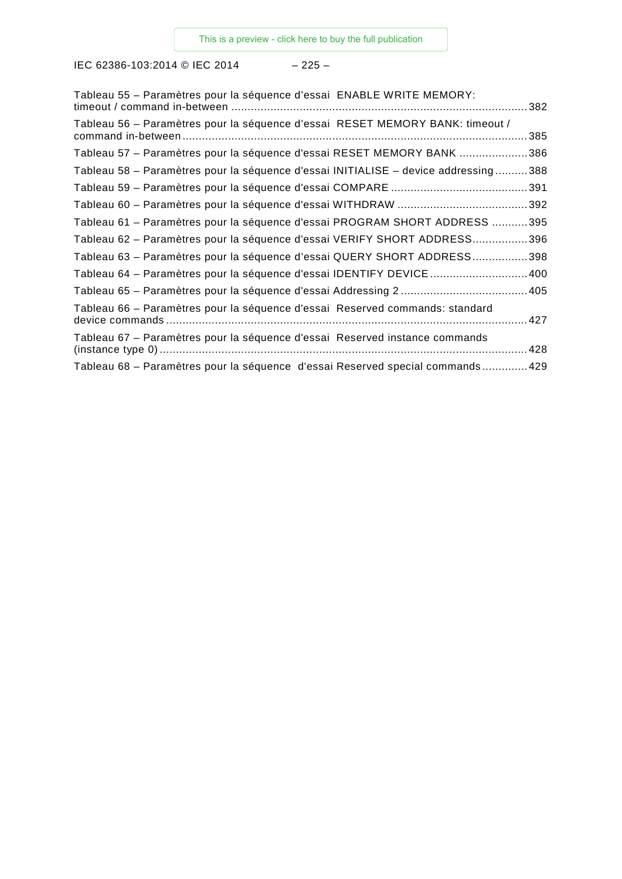Tableau 55 – Paramètres pour la séquence d’essai ENABLE WRITE MEMORY: timeout / command in-between ............................................................................................ 382

Tableau 56 – Paramètres pour la séquence d’essai RESET MEMORY BANK: timeout / command in-between ............................................................................................ 385

Tableau 57 – Paramètres pour la séquence d'essai RESET MEMORY BANK ..................... 386

Tableau 58 – Paramètres pour la séquence d'essai INITIALISE – device addressing .......... 388

Tableau 59 – Paramètres pour la séquence d'essai COMPARE .......................................... 391

Tableau 60 – Paramètres pour la séquence d'essai WITHDRAW ........................................ 392

Tableau 61 – Paramètres pour la séquence d'essai PROGRAM SHORT ADDRESS ........... 395

Tableau 62 – Paramètres pour la séquence d'essai VERIFY SHORT ADDRESS................. 396

Tableau 63 – Paramètres pour la séquence d’essai QUERY SHORT ADDRESS................. 398

Tableau 64 – Paramètres pour la séquence d'essai IDENTIFY DEVICE.............................. 400

Tableau 65 – Paramètres pour la séquence d'essai Addressing 2 ....................................... 405

Tableau 66 – Paramètres pour la séquence d'essai Reserved commands: standard device commands ............................................................................................ 427

Tableau 67 – Paramètres pour la séquence d'essai Reserved instance commands (instance type 0) ............................................................................................ 428

Tableau 68 – Paramètres pour la séquence d'essai Reserved special commands.............. 429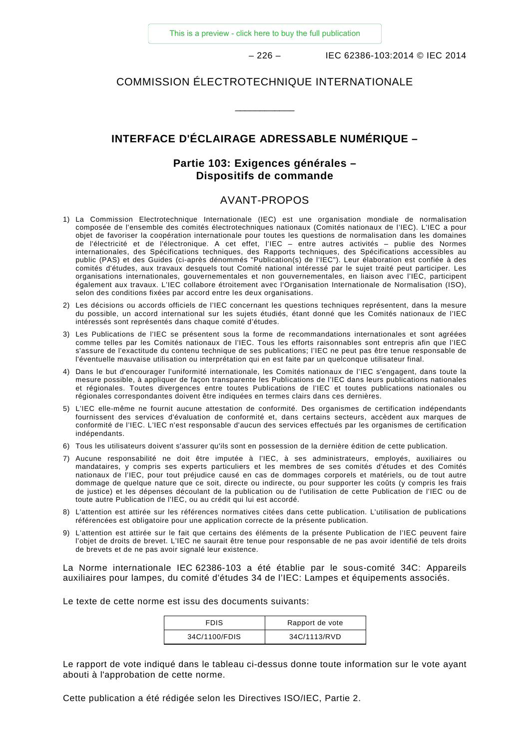# COMMISSION ÉLECTROTECHNIQUE INTERNATIONALE

\_\_\_\_\_\_\_\_\_\_\_\_

## INTERFACE D'ÉCLAIRAGE ADRESSABLE NUMÉRIQUE –

## Partie 103: Exigences générales – Dispositifs de commande

## AVANT-PROPOS

1) La Commission Electrotechnique Internationale (IEC) est une organisation mondiale de normalisation composée de l'ensemble des comités électrotechniques nationaux (Comités nationaux de l'IEC). L'IEC a pour objet de favoriser la coopération internationale pour toutes les questions de normalisation dans les domaines de l'électricité et de l'électronique. A cet effet, l'IEC – entre autres activités – publie des Normes internationales, des Spécifications techniques, des Rapports techniques, des Spécifications accessibles au public (PAS) et des Guides (ci-après dénommés "Publication(s) de l'IEC"). Leur élaboration est confiée à des comités d'études, aux travaux desquels tout Comité national intéressé par le sujet traité peut participer. Les organisations internationales, gouvernementales et non gouvernementales, en liaison avec l'IEC, participent également aux travaux. L'IEC collabore étroitement avec l'Organisation Internationale de Normalisation (ISO), selon des conditions fixées par accord entre les deux organisations.
2) Les décisions ou accords officiels de l'IEC concernant les questions techniques représentent, dans la mesure du possible, un accord international sur les sujets étudiés, étant donné que les Comités nationaux de l'IEC intéressés sont représentés dans chaque comité d'études.
3) Les Publications de l'IEC se présentent sous la forme de recommandations internationales et sont agréées comme telles par les Comités nationaux de l'IEC. Tous les efforts raisonnables sont entrepris afin que l'IEC s'assure de l'exactitude du contenu technique de ses publications; l'IEC ne peut pas être tenue responsable de l'éventuelle mauvaise utilisation ou interprétation qui en est faite par un quelconque utilisateur final.
4) Dans le but d'encourager l'uniformité internationale, les Comités nationaux de l'IEC s'engagent, dans toute la mesure possible, à appliquer de façon transparente les Publications de l'IEC dans leurs publications nationales et régionales. Toutes divergences entre toutes Publications de l'IEC et toutes publications nationales ou régionales correspondantes doivent être indiquées en termes clairs dans ces dernières.
5) L'IEC elle-même ne fournit aucune attestation de conformité. Des organismes de certification indépendants fournissent des services d'évaluation de conformité et, dans certains secteurs, accèdent aux marques de conformité de l'IEC. L'IEC n'est responsable d'aucun des services effectués par les organismes de certification indépendants.
6) Tous les utilisateurs doivent s'assurer qu'ils sont en possession de la dernière édition de cette publication.
7) Aucune responsabilité ne doit être imputée à l'IEC, à ses administrateurs, employés, auxiliaires ou mandataires, y compris ses experts particuliers et les membres de ses comités d'études et des Comités nationaux de l'IEC, pour tout préjudice causé en cas de dommages corporels et matériels, ou de tout autre dommage de quelque nature que ce soit, directe ou indirecte, ou pour supporter les coûts (y compris les frais de justice) et les dépenses découlant de la publication ou de l'utilisation de cette Publication de l'IEC ou de toute autre Publication de l'IEC, ou au crédit qui lui est accordé.
8) L'attention est attirée sur les références normatives citées dans cette publication. L'utilisation de publications référencées est obligatoire pour une application correcte de la présente publication.
9) L'attention est attirée sur le fait que certains des éléments de la présente Publication de l'IEC peuvent faire l'objet de droits de brevet. L'IEC ne saurait être tenue pour responsable de ne pas avoir identifié de tels droits de brevets et de ne pas avoir signalé leur existence.

La Norme internationale IEC 62386-103 a été établie par le sous-comité 34C: Appareils auxiliaires pour lampes, du comité d'études 34 de l'IEC: Lampes et équipements associés.

Le texte de cette norme est issu des documents suivants:

| FDIS | Rapport de vote |
|---|---|
| 34C/1100/FDIS | 34C/1113/RVD |

Le rapport de vote indiqué dans le tableau ci-dessus donne toute information sur le vote ayant abouti à l'approbation de cette norme.

Cette publication a été rédigée selon les Directives ISO/IEC, Partie 2.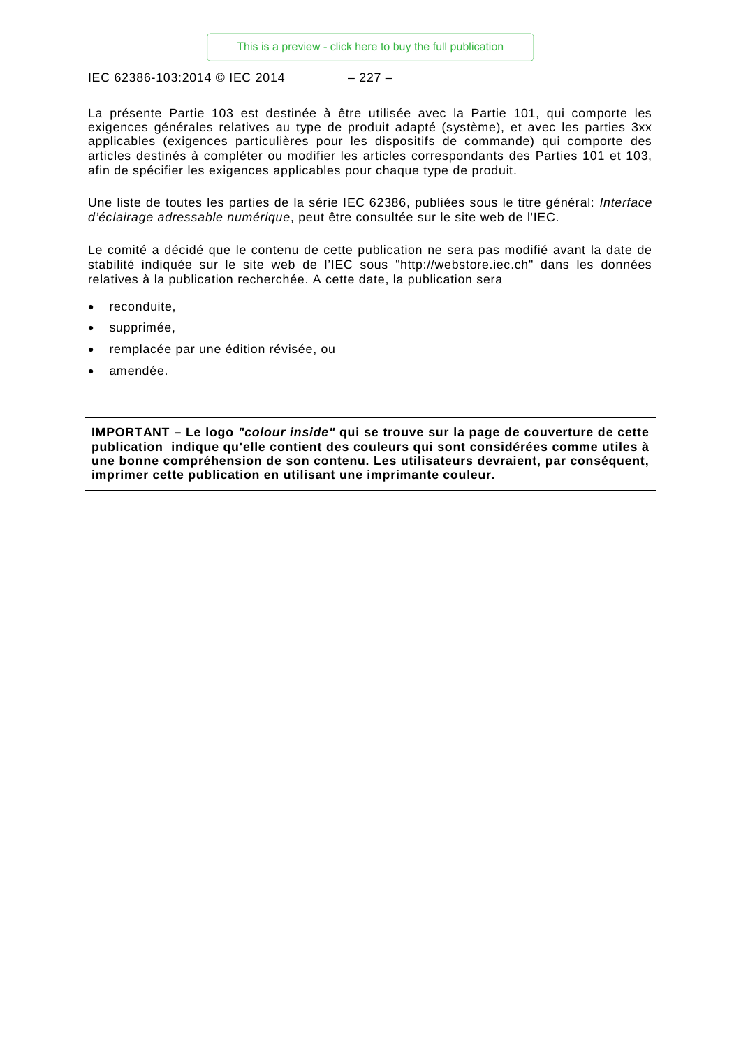La présente Partie 103 est destinée à être utilisée avec la Partie 101, qui comporte les exigences générales relatives au type de produit adapté (système), et avec les parties 3xx applicables (exigences particulières pour les dispositifs de commande) qui comporte des articles destinés à compléter ou modifier les articles correspondants des Parties 101 et 103, afin de spécifier les exigences applicables pour chaque type de produit.

Une liste de toutes les parties de la série IEC 62386, publiées sous le titre général: *Interface d'éclairage adressable numérique*, peut être consultée sur le site web de l'IEC.

Le comité a décidé que le contenu de cette publication ne sera pas modifié avant la date de stabilité indiquée sur le site web de l'IEC sous "http://webstore.iec.ch" dans les données relatives à la publication recherchée. A cette date, la publication sera

- reconduite,
- supprimée,
- remplacée par une édition révisée, ou
- amendée.

**IMPORTANT – Le logo *"colour inside"* qui se trouve sur la page de couverture de cette publication indique qu'elle contient des couleurs qui sont considérées comme utiles à une bonne compréhension de son contenu. Les utilisateurs devraient, par conséquent, imprimer cette publication en utilisant une imprimante couleur.**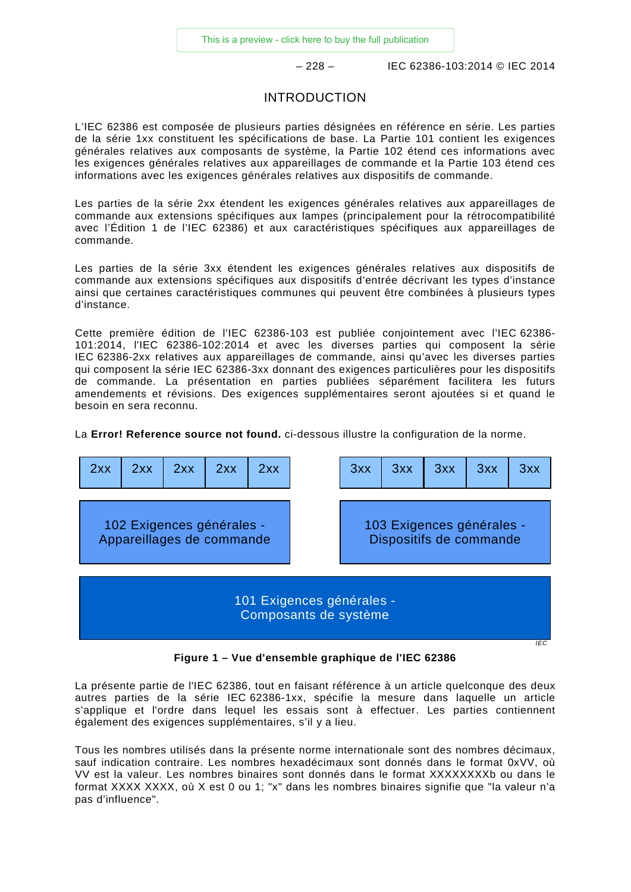# INTRODUCTION

L'IEC 62386 est composée de plusieurs parties désignées en référence en série. Les parties de la série 1xx constituent les spécifications de base. La Partie 101 contient les exigences générales relatives aux composants de système, la Partie 102 étend ces informations avec les exigences générales relatives aux appareillages de commande et la Partie 103 étend ces informations avec les exigences générales relatives aux dispositifs de commande.

Les parties de la série 2xx étendent les exigences générales relatives aux appareillages de commande aux extensions spécifiques aux lampes (principalement pour la rétrocompatibilité avec l'Édition 1 de l'IEC 62386) et aux caractéristiques spécifiques aux appareillages de commande.

Les parties de la série 3xx étendent les exigences générales relatives aux dispositifs de commande aux extensions spécifiques aux dispositifs d'entrée décrivant les types d'instance ainsi que certaines caractéristiques communes qui peuvent être combinées à plusieurs types d'instance.

Cette première édition de l'IEC 62386-103 est publiée conjointement avec l'IEC 62386-101:2014, l'IEC 62386-102:2014 et avec les diverses parties qui composent la série IEC 62386-2xx relatives aux appareillages de commande, ainsi qu'avec les diverses parties qui composent la série IEC 62386-3xx donnant des exigences particulières pour les dispositifs de commande. La présentation en parties publiées séparément facilitera les futurs amendements et révisions. Des exigences supplémentaires seront ajoutées si et quand le besoin en sera reconnu.

La **Error! Reference source not found.** ci-dessous illustre la configuration de la norme.

| 2xx | 2xx | 2xx | 2xx | 2xx | | 3xx | 3xx | 3xx | 3xx | 3xx |
|---|---|---|---|---|---|---|---|---|---|---|
| 102 Exigences générales - Appareillages de commande | | | | | | 103 Exigences générales - Dispositifs de commande | | | | |
| 101 Exigences générales - Composants de système | | | | | | | | | | |

IEC

**Figure 1 – Vue d'ensemble graphique de l'IEC 62386**

La présente partie de l'IEC 62386, tout en faisant référence à un article quelconque des deux autres parties de la série IEC 62386-1xx, spécifie la mesure dans laquelle un article s'applique et l'ordre dans lequel les essais sont à effectuer. Les parties contiennent également des exigences supplémentaires, s'il y a lieu.

Tous les nombres utilisés dans la présente norme internationale sont des nombres décimaux, sauf indication contraire. Les nombres hexadécimaux sont donnés dans le format 0xVV, où VV est la valeur. Les nombres binaires sont donnés dans le format XXXXXXXXb ou dans le format XXXX XXXX, où X est 0 ou 1; "x" dans les nombres binaires signifie que "la valeur n'a pas d'influence".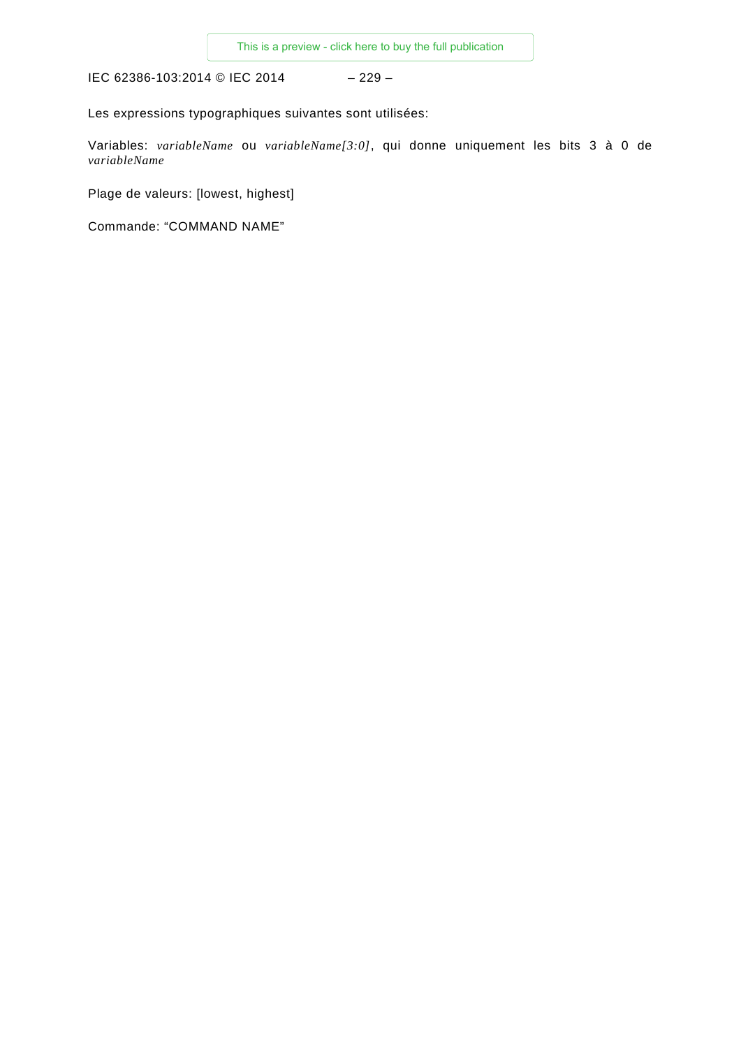Les expressions typographiques suivantes sont utilisées:

Variables: *variableName* ou *variableName[3:0]*, qui donne uniquement les bits 3 à 0 de *variableName*

Plage de valeurs: [lowest, highest]

Commande: “COMMAND NAME”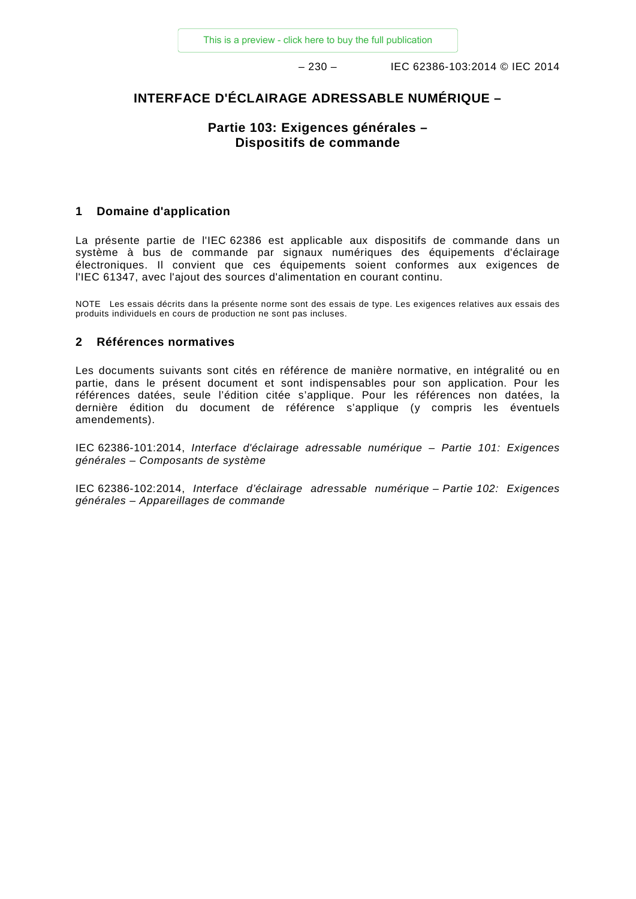# INTERFACE D'ÉCLAIRAGE ADRESSABLE NUMÉRIQUE –

## Partie 103: Exigences générales – Dispositifs de commande

## 1 Domaine d'application

La présente partie de l'IEC 62386 est applicable aux dispositifs de commande dans un système à bus de commande par signaux numériques des équipements d'éclairage électroniques. Il convient que ces équipements soient conformes aux exigences de l'IEC 61347, avec l'ajout des sources d'alimentation en courant continu.

NOTE Les essais décrits dans la présente norme sont des essais de type. Les exigences relatives aux essais des produits individuels en cours de production ne sont pas incluses.

## 2 Références normatives

Les documents suivants sont cités en référence de manière normative, en intégralité ou en partie, dans le présent document et sont indispensables pour son application. Pour les références datées, seule l'édition citée s'applique. Pour les références non datées, la dernière édition du document de référence s'applique (y compris les éventuels amendements).

IEC 62386-101:2014, *Interface d'éclairage adressable numérique – Partie 101: Exigences générales – Composants de système*

IEC 62386-102:2014, *Interface d'éclairage adressable numérique – Partie 102: Exigences générales – Appareillages de commande*